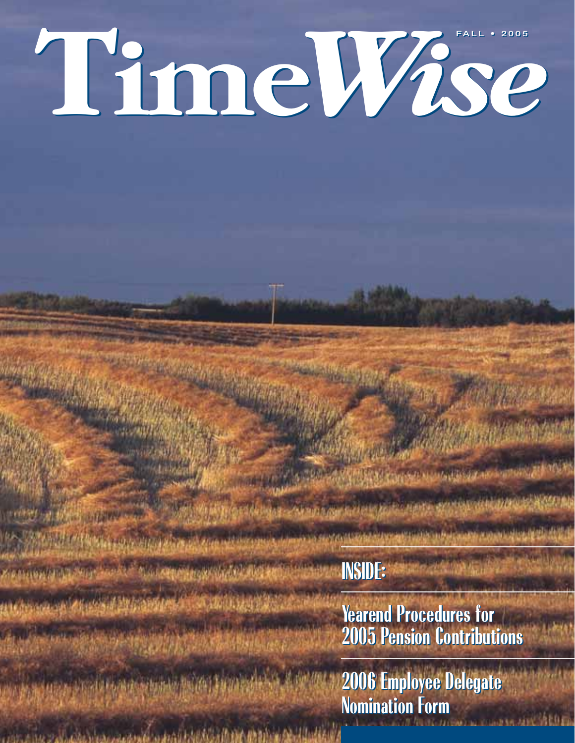# TimeWise

FALL • 2005

## INSIDE:

Yearend Procedures for 2005 Pension Contributions

2006 Employee Delegate Nomination Form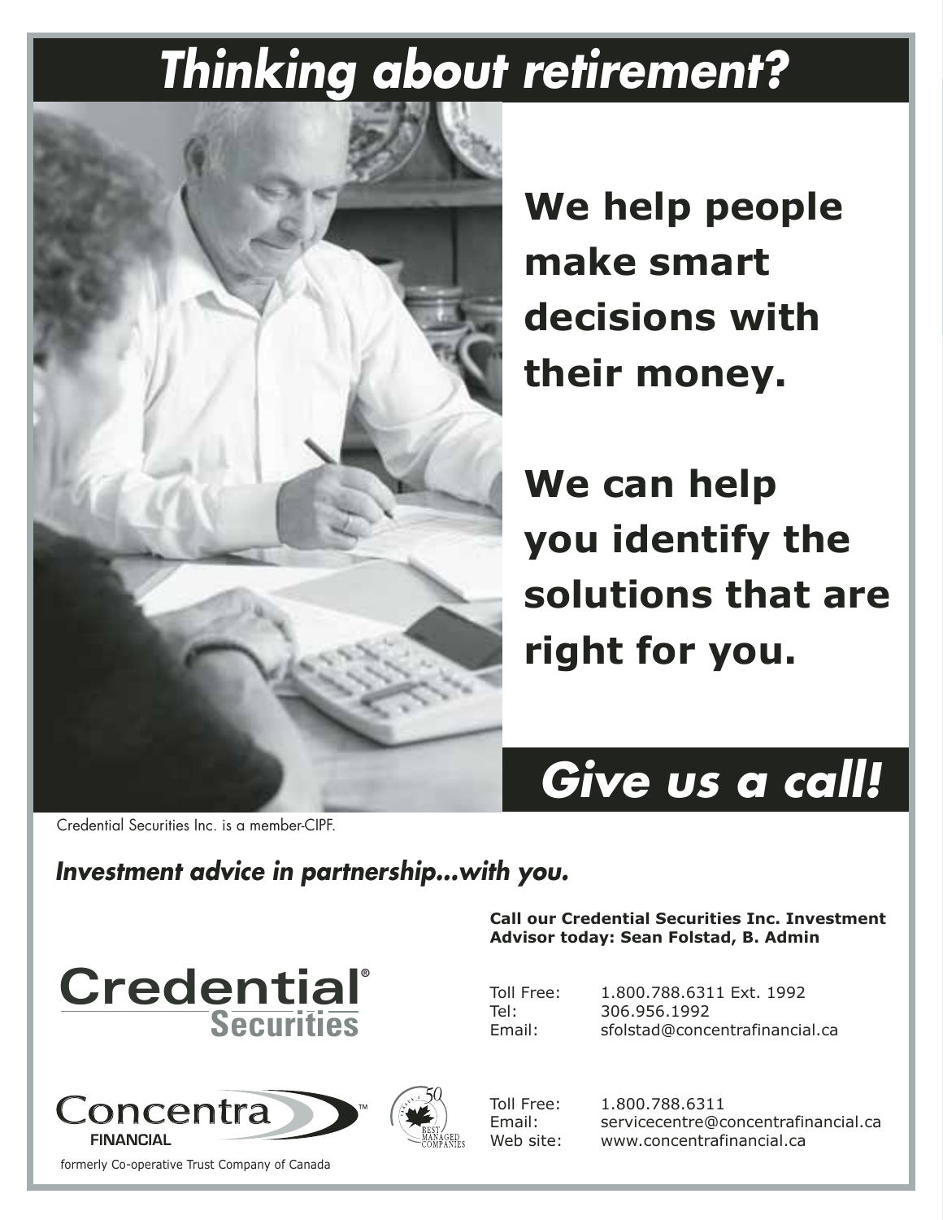# *Thinking about retirement?*

**We help people make smart decisions with their money.**

**We can help you identify the solutions that are right for you.**

## *Give us a call!*

Credential Securities Inc. is a member-CIPF.

***Investment advice in partnership...with you.***

Credential® Securities

Concentra™ FINANCIAL

formerly Co-operative Trust Company of Canada

Canada's 50 Best Managed Companies

**Call our Credential Securities Inc. Investment Advisor today: Sean Folstad, B. Admin**

Toll Free: 1.800.788.6311 Ext. 1992
Tel: 306.956.1992
Email: sfolstad@concentrafinancial.ca

Toll Free: 1.800.788.6311
Email: servicecentre@concentrafinancial.ca
Web site: www.concentrafinancial.ca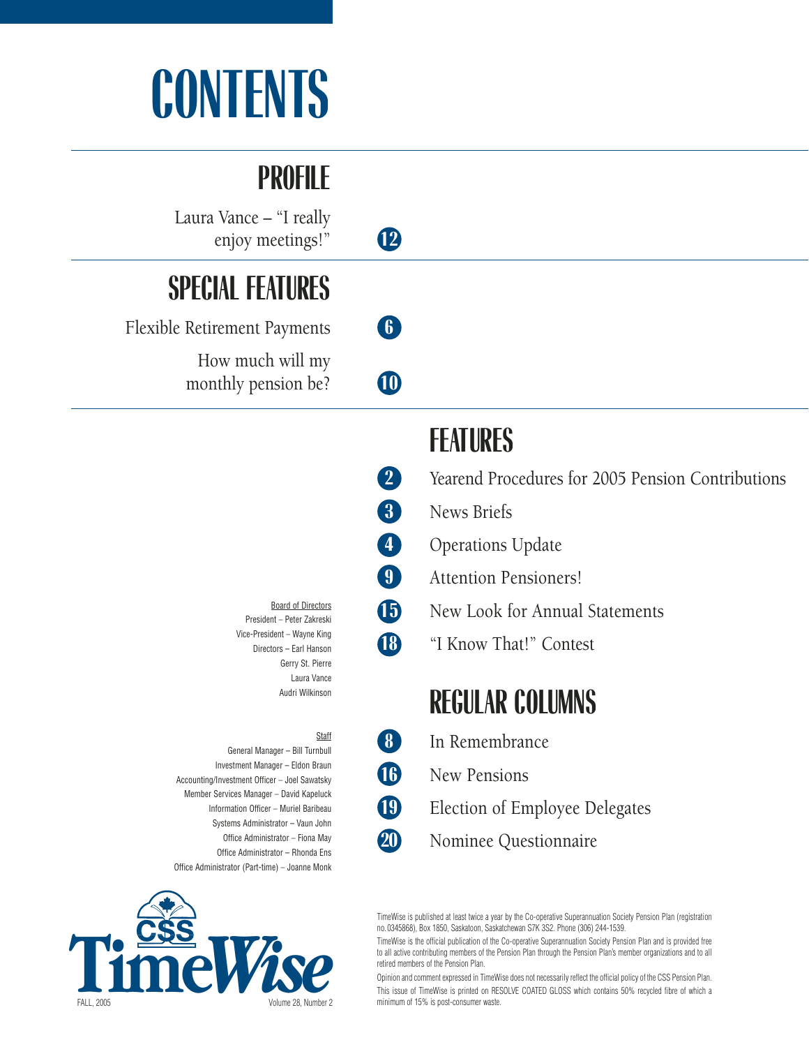# CONTENTS

## PROFILE

Laura Vance – "I really enjoy meetings!" — 12

## SPECIAL FEATURES

Flexible Retirement Payments — 6

How much will my monthly pension be? — 10

## FEATURES

2 Yearend Procedures for 2005 Pension Contributions

3 News Briefs

4 Operations Update

9 Attention Pensioners!

15 New Look for Annual Statements

18 "I Know That!" Contest

## REGULAR COLUMNS

8 In Remembrance

16 New Pensions

19 Election of Employee Delegates

20 Nominee Questionnaire

Board of Directors
President – Peter Zakreski
Vice-President – Wayne King
Directors – Earl Hanson
Gerry St. Pierre
Laura Vance
Audri Wilkinson

Staff
General Manager – Bill Turnbull
Investment Manager – Eldon Braun
Accounting/Investment Officer – Joel Sawatsky
Member Services Manager – David Kapeluck
Information Officer – Muriel Baribeau
Systems Administrator – Vaun John
Office Administrator – Fiona May
Office Administrator – Rhonda Ens
Office Administrator (Part-time) – Joanne Monk

CSS TimeWise
FALL, 2005 — Volume 28, Number 2

TimeWise is published at least twice a year by the Co-operative Superannuation Society Pension Plan (registration no. 0345868), Box 1850, Saskatoon, Saskatchewan S7K 3S2. Phone (306) 244-1539.

TimeWise is the official publication of the Co-operative Superannuation Society Pension Plan and is provided free to all active contributing members of the Pension Plan through the Pension Plan's member organizations and to all retired members of the Pension Plan.

Opinion and comment expressed in TimeWise does not necessarily reflect the official policy of the CSS Pension Plan.

This issue of TimeWise is printed on RESOLVE COATED GLOSS which contains 50% recycled fibre of which a minimum of 15% is post-consumer waste.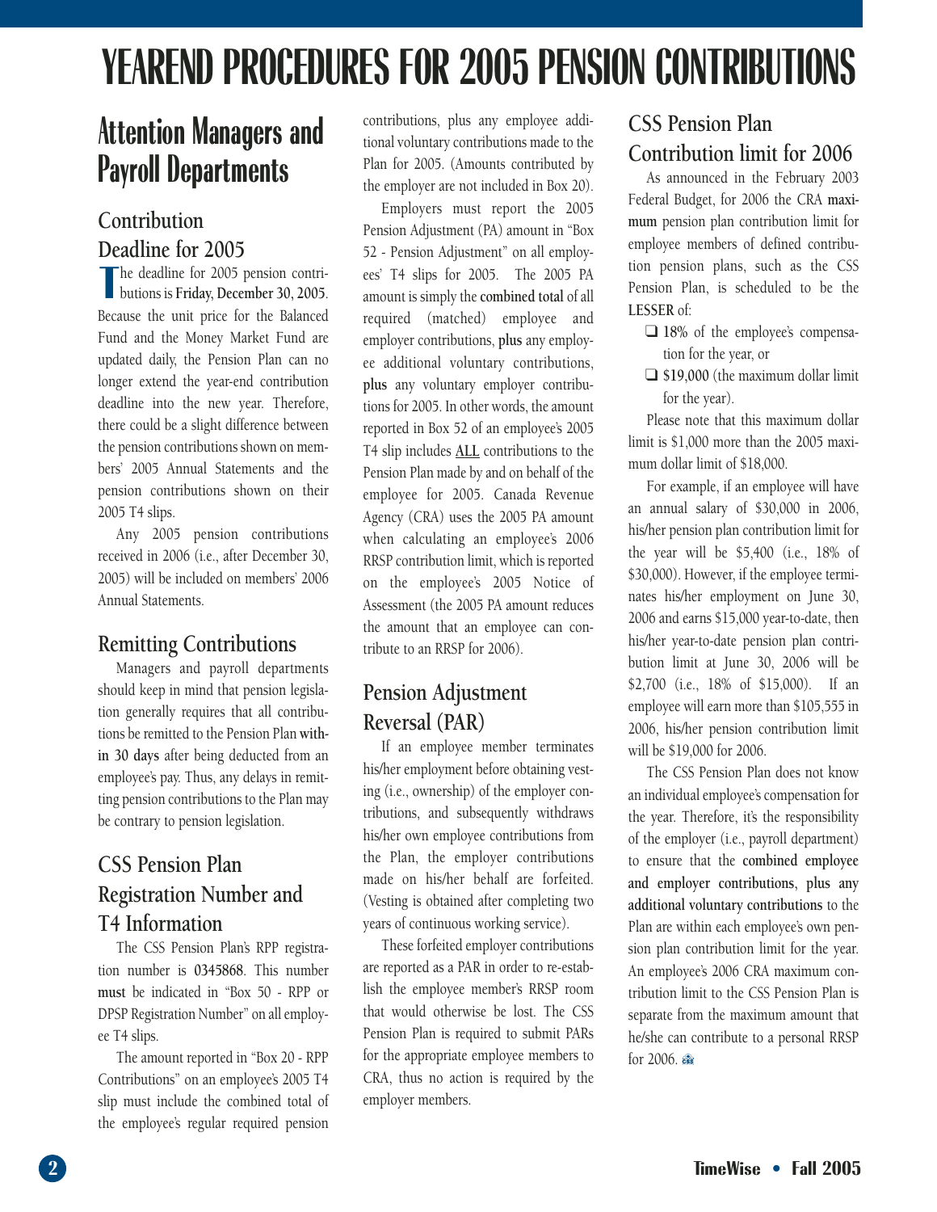# YEAREND PROCEDURES FOR 2005 PENSION CONTRIBUTIONS

## Attention Managers and Payroll Departments

### Contribution Deadline for 2005

The deadline for 2005 pension contributions is **Friday, December 30, 2005**. Because the unit price for the Balanced Fund and the Money Market Fund are updated daily, the Pension Plan can no longer extend the year-end contribution deadline into the new year. Therefore, there could be a slight difference between the pension contributions shown on members' 2005 Annual Statements and the pension contributions shown on their 2005 T4 slips.

Any 2005 pension contributions received in 2006 (i.e., after December 30, 2005) will be included on members' 2006 Annual Statements.

### Remitting Contributions

Managers and payroll departments should keep in mind that pension legislation generally requires that all contributions be remitted to the Pension Plan **within 30 days** after being deducted from an employee's pay. Thus, any delays in remitting pension contributions to the Plan may be contrary to pension legislation.

### CSS Pension Plan Registration Number and T4 Information

The CSS Pension Plan's RPP registration number is **0345868**. This number **must** be indicated in "Box 50 - RPP or DPSP Registration Number" on all employee T4 slips.

The amount reported in "Box 20 - RPP Contributions" on an employee's 2005 T4 slip must include the combined total of the employee's regular required pension contributions, plus any employee additional voluntary contributions made to the Plan for 2005. (Amounts contributed by the employer are not included in Box 20).

Employers must report the 2005 Pension Adjustment (PA) amount in "Box 52 - Pension Adjustment" on all employees' T4 slips for 2005. The 2005 PA amount is simply the **combined total** of all required (matched) employee and employer contributions, **plus** any employee additional voluntary contributions, **plus** any voluntary employer contributions for 2005. In other words, the amount reported in Box 52 of an employee's 2005 T4 slip includes <u>ALL</u> contributions to the Pension Plan made by and on behalf of the employee for 2005. Canada Revenue Agency (CRA) uses the 2005 PA amount when calculating an employee's 2006 RRSP contribution limit, which is reported on the employee's 2005 Notice of Assessment (the 2005 PA amount reduces the amount that an employee can contribute to an RRSP for 2006).

### Pension Adjustment Reversal (PAR)

If an employee member terminates his/her employment before obtaining vesting (i.e., ownership) of the employer contributions, and subsequently withdraws his/her own employee contributions from the Plan, the employer contributions made on his/her behalf are forfeited. (Vesting is obtained after completing two years of continuous working service).

These forfeited employer contributions are reported as a PAR in order to re-establish the employee member's RRSP room that would otherwise be lost. The CSS Pension Plan is required to submit PARs for the appropriate employee members to CRA, thus no action is required by the employer members.

### CSS Pension Plan Contribution limit for 2006

As announced in the February 2003 Federal Budget, for 2006 the CRA **maximum** pension plan contribution limit for employee members of defined contribution pension plans, such as the CSS Pension Plan, is scheduled to be the **LESSER** of:

- ❑ **18%** of the employee's compensation for the year, or
- ❑ **$19,000** (the maximum dollar limit for the year).

Please note that this maximum dollar limit is $1,000 more than the 2005 maximum dollar limit of $18,000.

For example, if an employee will have an annual salary of $30,000 in 2006, his/her pension plan contribution limit for the year will be $5,400 (i.e., 18% of $30,000). However, if the employee terminates his/her employment on June 30, 2006 and earns $15,000 year-to-date, then his/her year-to-date pension plan contribution limit at June 30, 2006 will be $2,700 (i.e., 18% of $15,000). If an employee will earn more than $105,555 in 2006, his/her pension contribution limit will be $19,000 for 2006.

The CSS Pension Plan does not know an individual employee's compensation for the year. Therefore, it's the responsibility of the employer (i.e., payroll department) to ensure that the **combined employee and employer contributions**, **plus any additional voluntary contributions** to the Plan are within each employee's own pension plan contribution limit for the year. An employee's 2006 CRA maximum contribution limit to the CSS Pension Plan is separate from the maximum amount that he/she can contribute to a personal RRSP for 2006.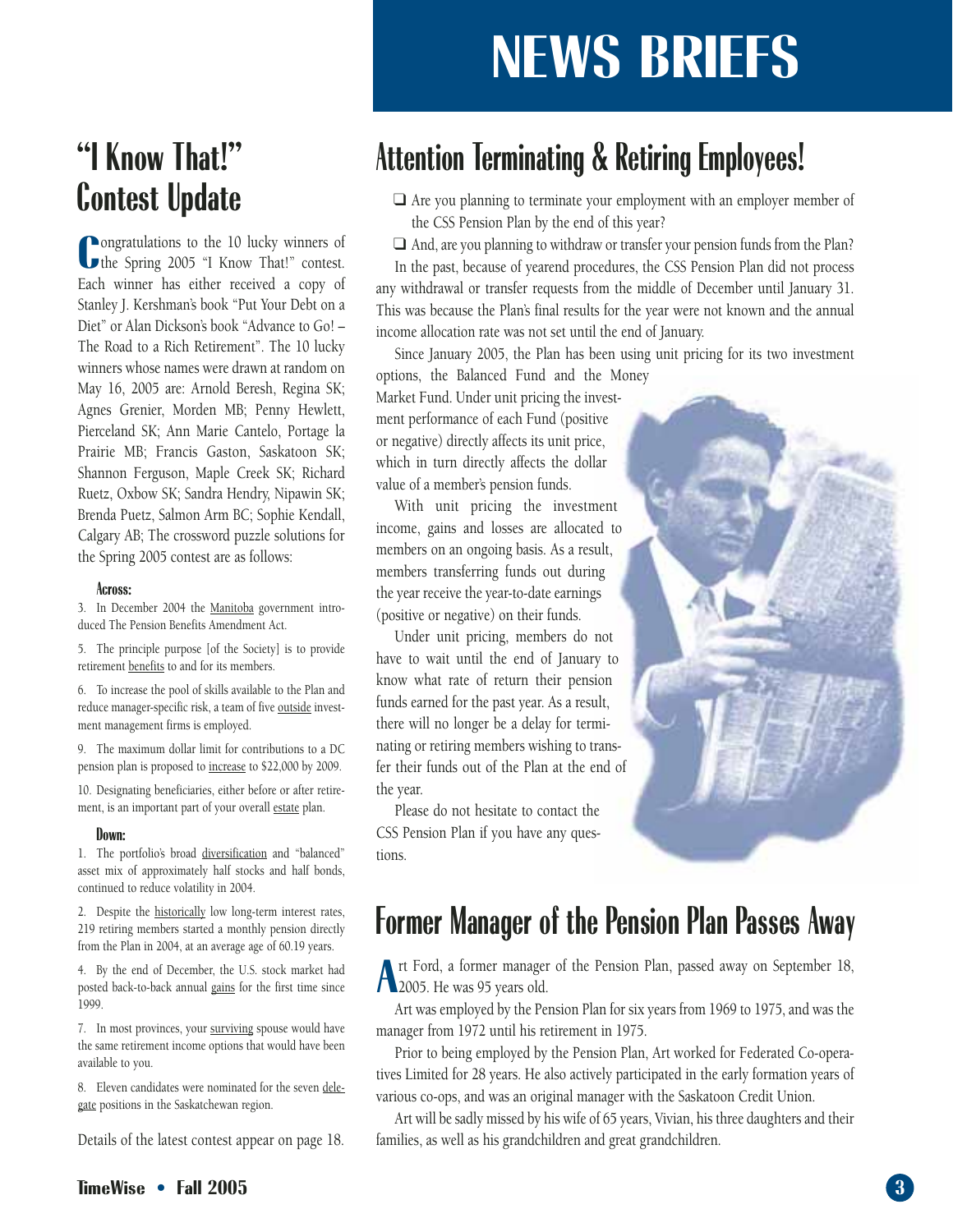# NEWS BRIEFS

## "I Know That!" Contest Update

Congratulations to the 10 lucky winners of the Spring 2005 "I Know That!" contest. Each winner has either received a copy of Stanley J. Kershman's book "Put Your Debt on a Diet" or Alan Dickson's book "Advance to Go! – The Road to a Rich Retirement". The 10 lucky winners whose names were drawn at random on May 16, 2005 are: Arnold Beresh, Regina SK; Agnes Grenier, Morden MB; Penny Hewlett, Pierceland SK; Ann Marie Cantelo, Portage la Prairie MB; Francis Gaston, Saskatoon SK; Shannon Ferguson, Maple Creek SK; Richard Ruetz, Oxbow SK; Sandra Hendry, Nipawin SK; Brenda Puetz, Salmon Arm BC; Sophie Kendall, Calgary AB; The crossword puzzle solutions for the Spring 2005 contest are as follows:

#### Across:

3. In December 2004 the Manitoba government introduced The Pension Benefits Amendment Act.

5. The principle purpose [of the Society] is to provide retirement benefits to and for its members.

6. To increase the pool of skills available to the Plan and reduce manager-specific risk, a team of five outside investment management firms is employed.

9. The maximum dollar limit for contributions to a DC pension plan is proposed to increase to $22,000 by 2009.

10. Designating beneficiaries, either before or after retirement, is an important part of your overall estate plan.

#### Down:

1. The portfolio's broad diversification and "balanced" asset mix of approximately half stocks and half bonds, continued to reduce volatility in 2004.

2. Despite the historically low long-term interest rates, 219 retiring members started a monthly pension directly from the Plan in 2004, at an average age of 60.19 years.

4. By the end of December, the U.S. stock market had posted back-to-back annual gains for the first time since 1999.

7. In most provinces, your surviving spouse would have the same retirement income options that would have been available to you.

8. Eleven candidates were nominated for the seven delegate positions in the Saskatchewan region.

Details of the latest contest appear on page 18.

## Attention Terminating & Retiring Employees!

- ❑ Are you planning to terminate your employment with an employer member of the CSS Pension Plan by the end of this year?
- ❑ And, are you planning to withdraw or transfer your pension funds from the Plan?

In the past, because of yearend procedures, the CSS Pension Plan did not process any withdrawal or transfer requests from the middle of December until January 31. This was because the Plan's final results for the year were not known and the annual income allocation rate was not set until the end of January.

Since January 2005, the Plan has been using unit pricing for its two investment options, the Balanced Fund and the Money Market Fund. Under unit pricing the investment performance of each Fund (positive or negative) directly affects its unit price, which in turn directly affects the dollar value of a member's pension funds.

With unit pricing the investment income, gains and losses are allocated to members on an ongoing basis. As a result, members transferring funds out during the year receive the year-to-date earnings (positive or negative) on their funds.

Under unit pricing, members do not have to wait until the end of January to know what rate of return their pension funds earned for the past year. As a result, there will no longer be a delay for terminating or retiring members wishing to transfer their funds out of the Plan at the end of the year.

Please do not hesitate to contact the CSS Pension Plan if you have any questions.

## Former Manager of the Pension Plan Passes Away

Art Ford, a former manager of the Pension Plan, passed away on September 18, 2005. He was 95 years old.

Art was employed by the Pension Plan for six years from 1969 to 1975, and was the manager from 1972 until his retirement in 1975.

Prior to being employed by the Pension Plan, Art worked for Federated Co-operatives Limited for 28 years. He also actively participated in the early formation years of various co-ops, and was an original manager with the Saskatoon Credit Union.

Art will be sadly missed by his wife of 65 years, Vivian, his three daughters and their families, as well as his grandchildren and great grandchildren.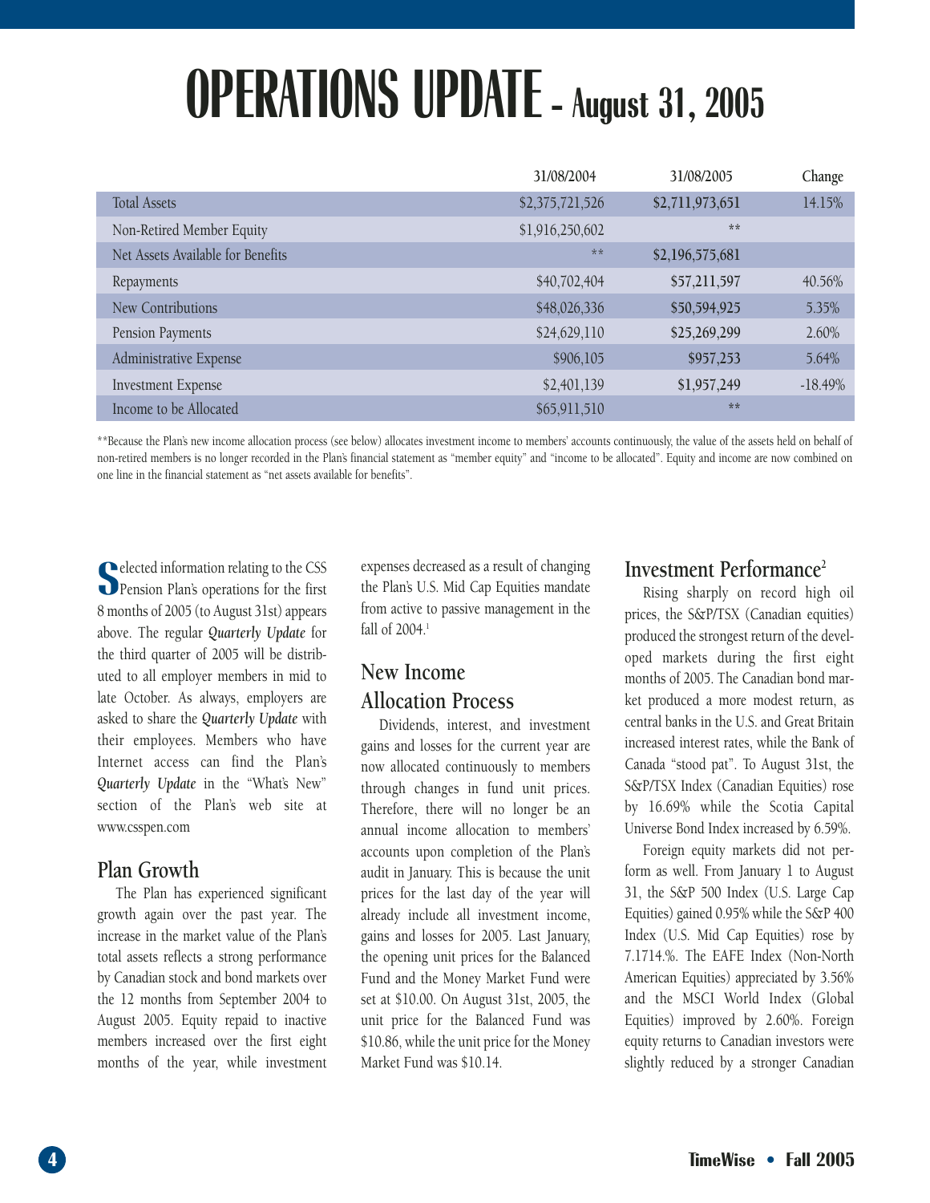# OPERATIONS UPDATE – August 31, 2005

| | 31/08/2004 | 31/08/2005 | Change |
|---|---|---|---|
| Total Assets | $2,375,721,526 | $2,711,973,651 | 14.15% |
| Non-Retired Member Equity | $1,916,250,602 | ** | |
| Net Assets Available for Benefits | ** | $2,196,575,681 | |
| Repayments | $40,702,404 | $57,211,597 | 40.56% |
| New Contributions | $48,026,336 | $50,594,925 | 5.35% |
| Pension Payments | $24,629,110 | $25,269,299 | 2.60% |
| Administrative Expense | $906,105 | $957,253 | 5.64% |
| Investment Expense | $2,401,139 | $1,957,249 | -18.49% |
| Income to be Allocated | $65,911,510 | ** | |

**Because the Plan's new income allocation process (see below) allocates investment income to members' accounts continuously, the value of the assets held on behalf of non-retired members is no longer recorded in the Plan's financial statement as "member equity" and "income to be allocated". Equity and income are now combined on one line in the financial statement as "net assets available for benefits".

Selected information relating to the CSS Pension Plan's operations for the first 8 months of 2005 (to August 31st) appears above. The regular ***Quarterly Update*** for the third quarter of 2005 will be distributed to all employer members in mid to late October. As always, employers are asked to share the ***Quarterly Update*** with their employees. Members who have Internet access can find the Plan's ***Quarterly Update*** in the "What's New" section of the Plan's web site at www.csspen.com

## Plan Growth

The Plan has experienced significant growth again over the past year. The increase in the market value of the Plan's total assets reflects a strong performance by Canadian stock and bond markets over the 12 months from September 2004 to August 2005. Equity repaid to inactive members increased over the first eight months of the year, while investment expenses decreased as a result of changing the Plan's U.S. Mid Cap Equities mandate from active to passive management in the fall of 2004.[1]

## New Income Allocation Process

Dividends, interest, and investment gains and losses for the current year are now allocated continuously to members through changes in fund unit prices. Therefore, there will no longer be an annual income allocation to members' accounts upon completion of the Plan's audit in January. This is because the unit prices for the last day of the year will already include all investment income, gains and losses for 2005. Last January, the opening unit prices for the Balanced Fund and the Money Market Fund were set at $10.00. On August 31st, 2005, the unit price for the Balanced Fund was $10.86, while the unit price for the Money Market Fund was $10.14.

## Investment Performance[2]

Rising sharply on record high oil prices, the S&P/TSX (Canadian equities) produced the strongest return of the developed markets during the first eight months of 2005. The Canadian bond market produced a more modest return, as central banks in the U.S. and Great Britain increased interest rates, while the Bank of Canada "stood pat". To August 31st, the S&P/TSX Index (Canadian Equities) rose by 16.69% while the Scotia Capital Universe Bond Index increased by 6.59%.

Foreign equity markets did not perform as well. From January 1 to August 31, the S&P 500 Index (U.S. Large Cap Equities) gained 0.95% while the S&P 400 Index (U.S. Mid Cap Equities) rose by 7.1714.%. The EAFE Index (Non-North American Equities) appreciated by 3.56% and the MSCI World Index (Global Equities) improved by 2.60%. Foreign equity returns to Canadian investors were slightly reduced by a stronger Canadian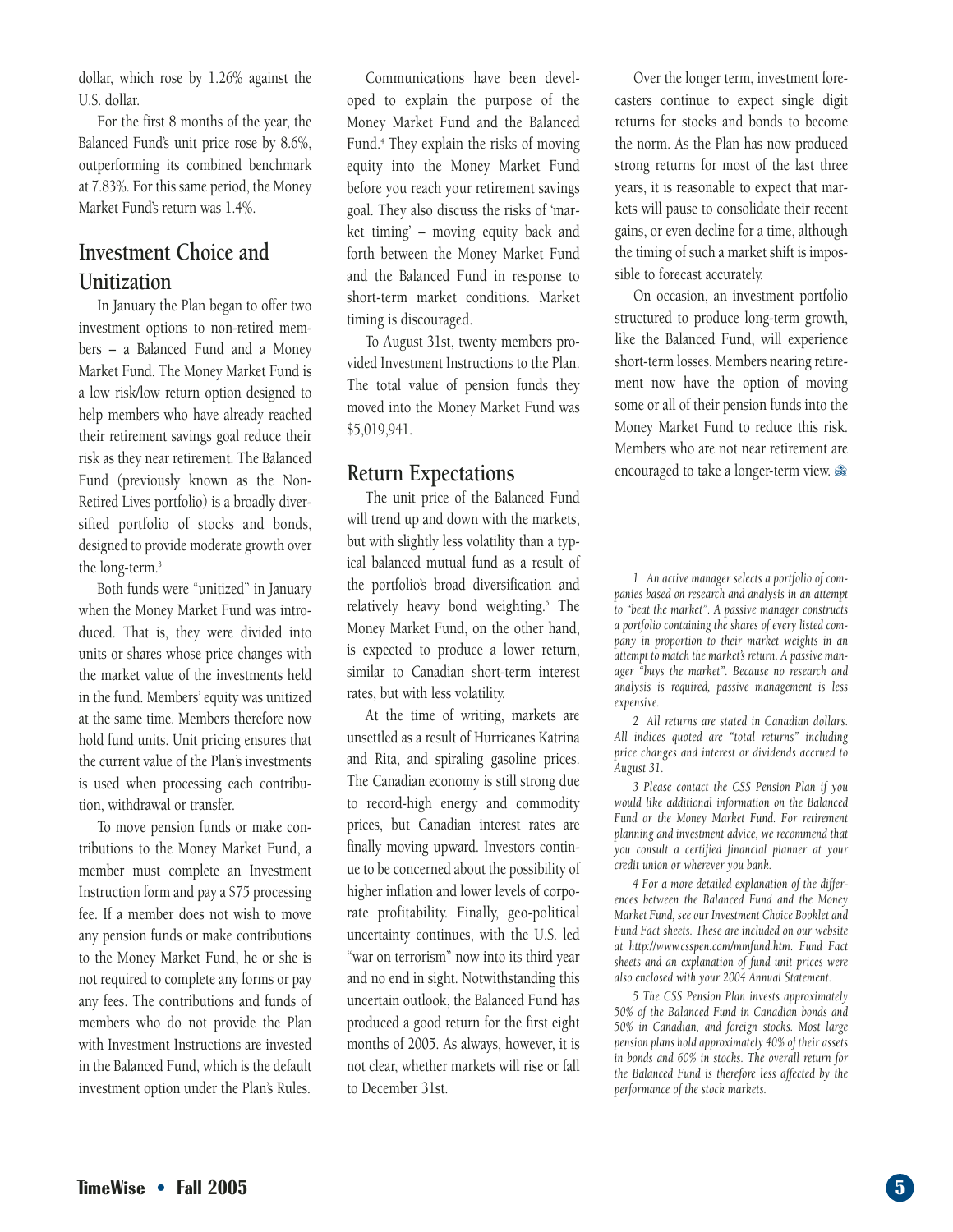dollar, which rose by 1.26% against the U.S. dollar.

For the first 8 months of the year, the Balanced Fund's unit price rose by 8.6%, outperforming its combined benchmark at 7.83%. For this same period, the Money Market Fund's return was 1.4%.

## Investment Choice and Unitization

In January the Plan began to offer two investment options to non-retired members – a Balanced Fund and a Money Market Fund. The Money Market Fund is a low risk/low return option designed to help members who have already reached their retirement savings goal reduce their risk as they near retirement. The Balanced Fund (previously known as the Non-Retired Lives portfolio) is a broadly diversified portfolio of stocks and bonds, designed to provide moderate growth over the long-term.[3]

Both funds were "unitized" in January when the Money Market Fund was introduced. That is, they were divided into units or shares whose price changes with the market value of the investments held in the fund. Members' equity was unitized at the same time. Members therefore now hold fund units. Unit pricing ensures that the current value of the Plan's investments is used when processing each contribution, withdrawal or transfer.

To move pension funds or make contributions to the Money Market Fund, a member must complete an Investment Instruction form and pay a $75 processing fee. If a member does not wish to move any pension funds or make contributions to the Money Market Fund, he or she is not required to complete any forms or pay any fees. The contributions and funds of members who do not provide the Plan with Investment Instructions are invested in the Balanced Fund, which is the default investment option under the Plan's Rules.

Communications have been developed to explain the purpose of the Money Market Fund and the Balanced Fund.[4] They explain the risks of moving equity into the Money Market Fund before you reach your retirement savings goal. They also discuss the risks of 'market timing' – moving equity back and forth between the Money Market Fund and the Balanced Fund in response to short-term market conditions. Market timing is discouraged.

To August 31st, twenty members provided Investment Instructions to the Plan. The total value of pension funds they moved into the Money Market Fund was $5,019,941.

## Return Expectations

The unit price of the Balanced Fund will trend up and down with the markets, but with slightly less volatility than a typical balanced mutual fund as a result of the portfolio's broad diversification and relatively heavy bond weighting.[5] The Money Market Fund, on the other hand, is expected to produce a lower return, similar to Canadian short-term interest rates, but with less volatility.

At the time of writing, markets are unsettled as a result of Hurricanes Katrina and Rita, and spiraling gasoline prices. The Canadian economy is still strong due to record-high energy and commodity prices, but Canadian interest rates are finally moving upward. Investors continue to be concerned about the possibility of higher inflation and lower levels of corporate profitability. Finally, geo-political uncertainty continues, with the U.S. led "war on terrorism" now into its third year and no end in sight. Notwithstanding this uncertain outlook, the Balanced Fund has produced a good return for the first eight months of 2005. As always, however, it is not clear, whether markets will rise or fall to December 31st.

Over the longer term, investment forecasters continue to expect single digit returns for stocks and bonds to become the norm. As the Plan has now produced strong returns for most of the last three years, it is reasonable to expect that markets will pause to consolidate their recent gains, or even decline for a time, although the timing of such a market shift is impossible to forecast accurately.

On occasion, an investment portfolio structured to produce long-term growth, like the Balanced Fund, will experience short-term losses. Members nearing retirement now have the option of moving some or all of their pension funds into the Money Market Fund to reduce this risk. Members who are not near retirement are encouraged to take a longer-term view.

---

*1 An active manager selects a portfolio of companies based on research and analysis in an attempt to "beat the market". A passive manager constructs a portfolio containing the shares of every listed company in proportion to their market weights in an attempt to match the market's return. A passive manager "buys the market". Because no research and analysis is required, passive management is less expensive.*

*2 All returns are stated in Canadian dollars. All indices quoted are "total returns" including price changes and interest or dividends accrued to August 31.*

*3 Please contact the CSS Pension Plan if you would like additional information on the Balanced Fund or the Money Market Fund. For retirement planning and investment advice, we recommend that you consult a certified financial planner at your credit union or wherever you bank.*

*4 For a more detailed explanation of the differences between the Balanced Fund and the Money Market Fund, see our Investment Choice Booklet and Fund Fact sheets. These are included on our website at http://www.csspen.com/mmfund.htm. Fund Fact sheets and an explanation of fund unit prices were also enclosed with your 2004 Annual Statement.*

*5 The CSS Pension Plan invests approximately 50% of the Balanced Fund in Canadian bonds and 50% in Canadian, and foreign stocks. Most large pension plans hold approximately 40% of their assets in bonds and 60% in stocks. The overall return for the Balanced Fund is therefore less affected by the performance of the stock markets.*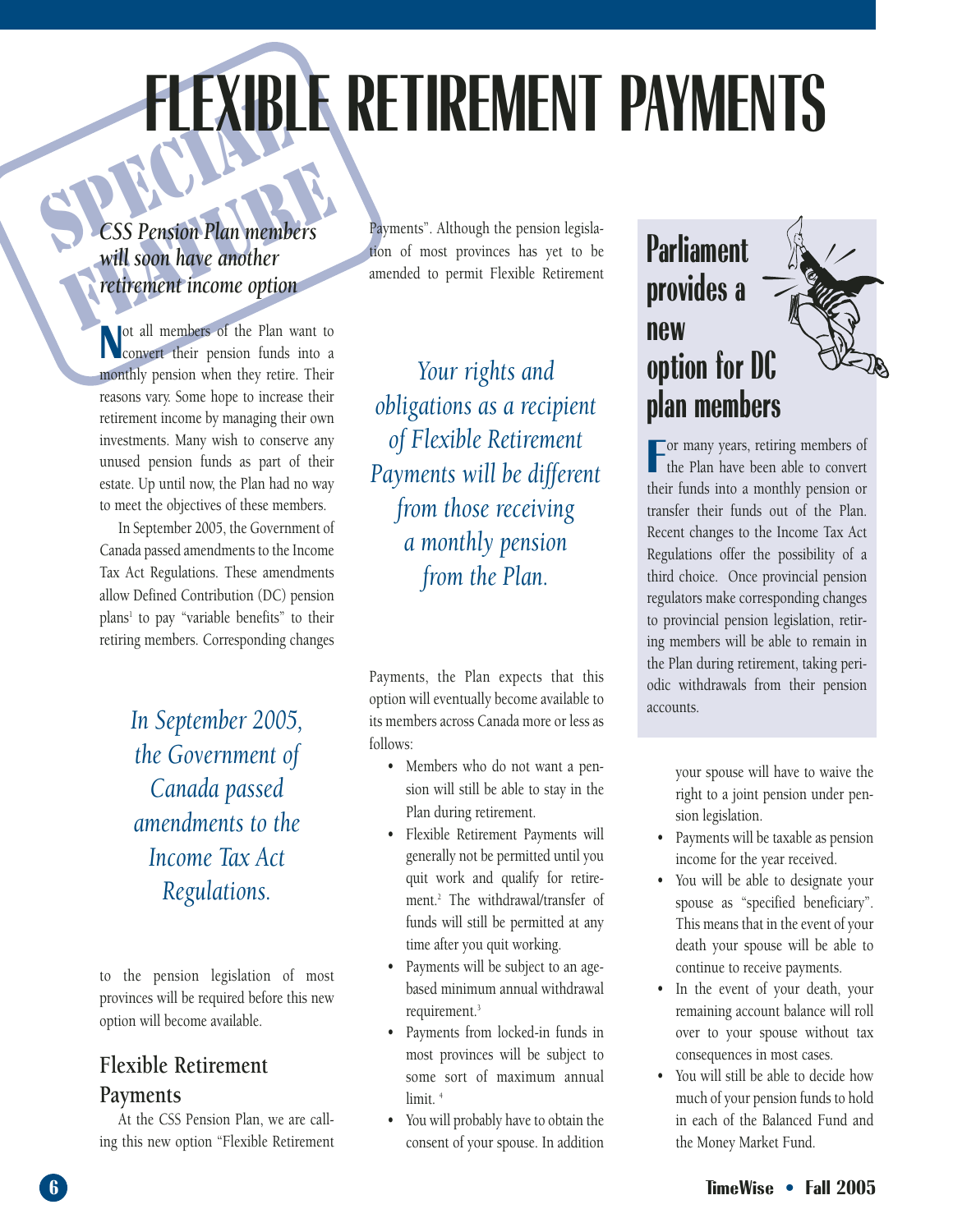# FLEXIBLE RETIREMENT PAYMENTS

SPECIAL FEATURE

***CSS Pension Plan members will soon have another retirement income option***

Not all members of the Plan want to convert their pension funds into a monthly pension when they retire. Their reasons vary. Some hope to increase their retirement income by managing their own investments. Many wish to conserve any unused pension funds as part of their estate. Up until now, the Plan had no way to meet the objectives of these members.

In September 2005, the Government of Canada passed amendments to the Income Tax Act Regulations. These amendments allow Defined Contribution (DC) pension plans[1] to pay "variable benefits" to their retiring members. Corresponding changes to the pension legislation of most provinces will be required before this new option will become available.

*In September 2005, the Government of Canada passed amendments to the Income Tax Act Regulations.*

## Flexible Retirement Payments

At the CSS Pension Plan, we are calling this new option "Flexible Retirement Payments". Although the pension legislation of most provinces has yet to be amended to permit Flexible Retirement Payments, the Plan expects that this option will eventually become available to its members across Canada more or less as follows:

*Your rights and obligations as a recipient of Flexible Retirement Payments will be different from those receiving a monthly pension from the Plan.*

- Members who do not want a pension will still be able to stay in the Plan during retirement.
- Flexible Retirement Payments will generally not be permitted until you quit work and qualify for retirement.[2] The withdrawal/transfer of funds will still be permitted at any time after you quit working.
- Payments will be subject to an age-based minimum annual withdrawal requirement.[3]
- Payments from locked-in funds in most provinces will be subject to some sort of maximum annual limit.[4]
- You will probably have to obtain the consent of your spouse. In addition your spouse will have to waive the right to a joint pension under pension legislation.
- Payments will be taxable as pension income for the year received.
- You will be able to designate your spouse as "specified beneficiary". This means that in the event of your death your spouse will be able to continue to receive payments.
- In the event of your death, your remaining account balance will roll over to your spouse without tax consequences in most cases.
- You will still be able to decide how much of your pension funds to hold in each of the Balanced Fund and the Money Market Fund.

## Parliament provides a new option for DC plan members

For many years, retiring members of the Plan have been able to convert their funds into a monthly pension or transfer their funds out of the Plan. Recent changes to the Income Tax Act Regulations offer the possibility of a third choice. Once provincial pension regulators make corresponding changes to provincial pension legislation, retiring members will be able to remain in the Plan during retirement, taking periodic withdrawals from their pension accounts.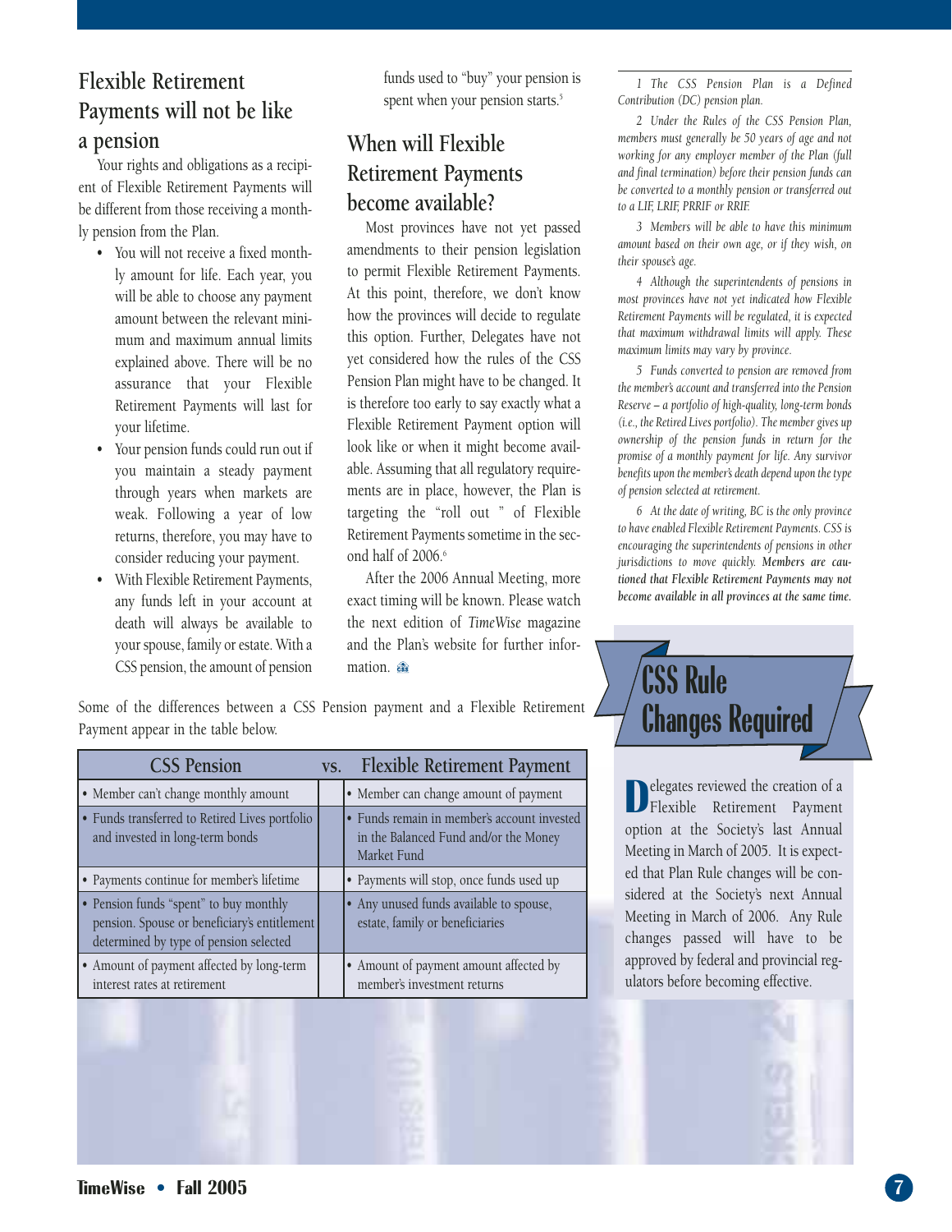## Flexible Retirement Payments will not be like a pension

Your rights and obligations as a recipient of Flexible Retirement Payments will be different from those receiving a monthly pension from the Plan.

- You will not receive a fixed monthly amount for life. Each year, you will be able to choose any payment amount between the relevant minimum and maximum annual limits explained above. There will be no assurance that your Flexible Retirement Payments will last for your lifetime.
- Your pension funds could run out if you maintain a steady payment through years when markets are weak. Following a year of low returns, therefore, you may have to consider reducing your payment.
- With Flexible Retirement Payments, any funds left in your account at death will always be available to your spouse, family or estate. With a CSS pension, the amount of pension funds used to "buy" your pension is spent when your pension starts.[5]

## When will Flexible Retirement Payments become available?

Most provinces have not yet passed amendments to their pension legislation to permit Flexible Retirement Payments. At this point, therefore, we don't know how the provinces will decide to regulate this option. Further, Delegates have not yet considered how the rules of the CSS Pension Plan might have to be changed. It is therefore too early to say exactly what a Flexible Retirement Payment option will look like or when it might become available. Assuming that all regulatory requirements are in place, however, the Plan is targeting the "roll out " of Flexible Retirement Payments sometime in the second half of 2006.[6]

After the 2006 Annual Meeting, more exact timing will be known. Please watch the next edition of *TimeWise* magazine and the Plan's website for further information.

Some of the differences between a CSS Pension payment and a Flexible Retirement Payment appear in the table below.

| CSS Pension | vs. | Flexible Retirement Payment |
|---|---|---|
| • Member can't change monthly amount | | • Member can change amount of payment |
| • Funds transferred to Retired Lives portfolio and invested in long-term bonds | | • Funds remain in member's account invested in the Balanced Fund and/or the Money Market Fund |
| • Payments continue for member's lifetime | | • Payments will stop, once funds used up |
| • Pension funds "spent" to buy monthly pension. Spouse or beneficiary's entitlement determined by type of pension selected | | • Any unused funds available to spouse, estate, family or beneficiaries |
| • Amount of payment affected by long-term interest rates at retirement | | • Amount of payment amount affected by member's investment returns |

*1 The CSS Pension Plan is a Defined Contribution (DC) pension plan.*

*2 Under the Rules of the CSS Pension Plan, members must generally be 50 years of age and not working for any employer member of the Plan (full and final termination) before their pension funds can be converted to a monthly pension or transferred out to a LIF, LRIF, PRRIF or RRIF.*

*3 Members will be able to have this minimum amount based on their own age, or if they wish, on their spouse's age.*

*4 Although the superintendents of pensions in most provinces have not yet indicated how Flexible Retirement Payments will be regulated, it is expected that maximum withdrawal limits will apply. These maximum limits may vary by province.*

*5 Funds converted to pension are removed from the member's account and transferred into the Pension Reserve – a portfolio of high-quality, long-term bonds (i.e., the Retired Lives portfolio). The member gives up ownership of the pension funds in return for the promise of a monthly payment for life. Any survivor benefits upon the member's death depend upon the type of pension selected at retirement.*

*6 At the date of writing, BC is the only province to have enabled Flexible Retirement Payments. CSS is encouraging the superintendents of pensions in other jurisdictions to move quickly.* ***Members are cautioned that Flexible Retirement Payments may not become available in all provinces at the same time.***

## CSS Rule Changes Required

Delegates reviewed the creation of a Flexible Retirement Payment option at the Society's last Annual Meeting in March of 2005. It is expected that Plan Rule changes will be considered at the Society's next Annual Meeting in March of 2006. Any Rule changes passed will have to be approved by federal and provincial regulators before becoming effective.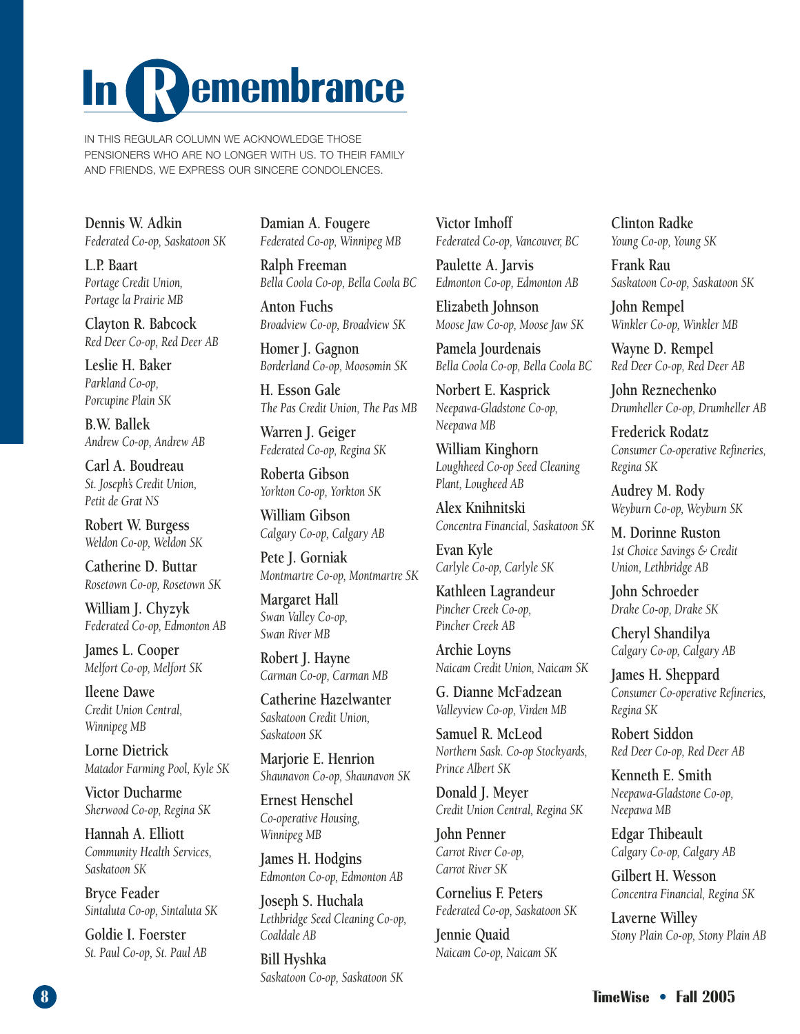# In Remembrance

IN THIS REGULAR COLUMN WE ACKNOWLEDGE THOSE PENSIONERS WHO ARE NO LONGER WITH US. TO THEIR FAMILY AND FRIENDS, WE EXPRESS OUR SINCERE CONDOLENCES.

Dennis W. Adkin
*Federated Co-op, Saskatoon SK*

L.P. Baart
*Portage Credit Union, Portage la Prairie MB*

Clayton R. Babcock
*Red Deer Co-op, Red Deer AB*

Leslie H. Baker
*Parkland Co-op, Porcupine Plain SK*

B.W. Ballek
*Andrew Co-op, Andrew AB*

Carl A. Boudreau
*St. Joseph's Credit Union, Petit de Grat NS*

Robert W. Burgess
*Weldon Co-op, Weldon SK*

Catherine D. Buttar
*Rosetown Co-op, Rosetown SK*

William J. Chyzyk
*Federated Co-op, Edmonton AB*

James L. Cooper
*Melfort Co-op, Melfort SK*

Ileene Dawe
*Credit Union Central, Winnipeg MB*

Lorne Dietrick
*Matador Farming Pool, Kyle SK*

Victor Ducharme
*Sherwood Co-op, Regina SK*

Hannah A. Elliott
*Community Health Services, Saskatoon SK*

Bryce Feader
*Sintaluta Co-op, Sintaluta SK*

Goldie I. Foerster
*St. Paul Co-op, St. Paul AB*

Damian A. Fougere
*Federated Co-op, Winnipeg MB*

Ralph Freeman
*Bella Coola Co-op, Bella Coola BC*

Anton Fuchs
*Broadview Co-op, Broadview SK*

Homer J. Gagnon
*Borderland Co-op, Moosomin SK*

H. Esson Gale
*The Pas Credit Union, The Pas MB*

Warren J. Geiger
*Federated Co-op, Regina SK*

Roberta Gibson
*Yorkton Co-op, Yorkton SK*

William Gibson
*Calgary Co-op, Calgary AB*

Pete J. Gorniak
*Montmartre Co-op, Montmartre SK*

Margaret Hall
*Swan Valley Co-op, Swan River MB*

Robert J. Hayne
*Carman Co-op, Carman MB*

Catherine Hazelwanter
*Saskatoon Credit Union, Saskatoon SK*

Marjorie E. Henrion
*Shaunavon Co-op, Shaunavon SK*

Ernest Henschel
*Co-operative Housing, Winnipeg MB*

James H. Hodgins
*Edmonton Co-op, Edmonton AB*

Joseph S. Huchala
*Lethbridge Seed Cleaning Co-op, Coaldale AB*

Bill Hyshka
*Saskatoon Co-op, Saskatoon SK*

Victor Imhoff
*Federated Co-op, Vancouver, BC*

Paulette A. Jarvis
*Edmonton Co-op, Edmonton AB*

Elizabeth Johnson
*Moose Jaw Co-op, Moose Jaw SK*

Pamela Jourdenais
*Bella Coola Co-op, Bella Coola BC*

Norbert E. Kasprick
*Neepawa-Gladstone Co-op, Neepawa MB*

William Kinghorn
*Loughheed Co-op Seed Cleaning Plant, Lougheed AB*

Alex Knihnitski
*Concentra Financial, Saskatoon SK*

Evan Kyle
*Carlyle Co-op, Carlyle SK*

Kathleen Lagrandeur
*Pincher Creek Co-op, Pincher Creek AB*

Archie Loyns
*Naicam Credit Union, Naicam SK*

G. Dianne McFadzean
*Valleyview Co-op, Virden MB*

Samuel R. McLeod
*Northern Sask. Co-op Stockyards, Prince Albert SK*

Donald J. Meyer
*Credit Union Central, Regina SK*

John Penner
*Carrot River Co-op, Carrot River SK*

Cornelius F. Peters
*Federated Co-op, Saskatoon SK*

Jennie Quaid
*Naicam Co-op, Naicam SK*

Clinton Radke
*Young Co-op, Young SK*

Frank Rau
*Saskatoon Co-op, Saskatoon SK*

John Rempel
*Winkler Co-op, Winkler MB*

Wayne D. Rempel
*Red Deer Co-op, Red Deer AB*

John Reznechenko
*Drumheller Co-op, Drumheller AB*

Frederick Rodatz
*Consumer Co-operative Refineries, Regina SK*

Audrey M. Rody
*Weyburn Co-op, Weyburn SK*

M. Dorinne Ruston
*1st Choice Savings & Credit Union, Lethbridge AB*

John Schroeder
*Drake Co-op, Drake SK*

Cheryl Shandilya
*Calgary Co-op, Calgary AB*

James H. Sheppard
*Consumer Co-operative Refineries, Regina SK*

Robert Siddon
*Red Deer Co-op, Red Deer AB*

Kenneth E. Smith
*Neepawa-Gladstone Co-op, Neepawa MB*

Edgar Thibeault
*Calgary Co-op, Calgary AB*

Gilbert H. Wesson
*Concentra Financial, Regina SK*

Laverne Willey
*Stony Plain Co-op, Stony Plain AB*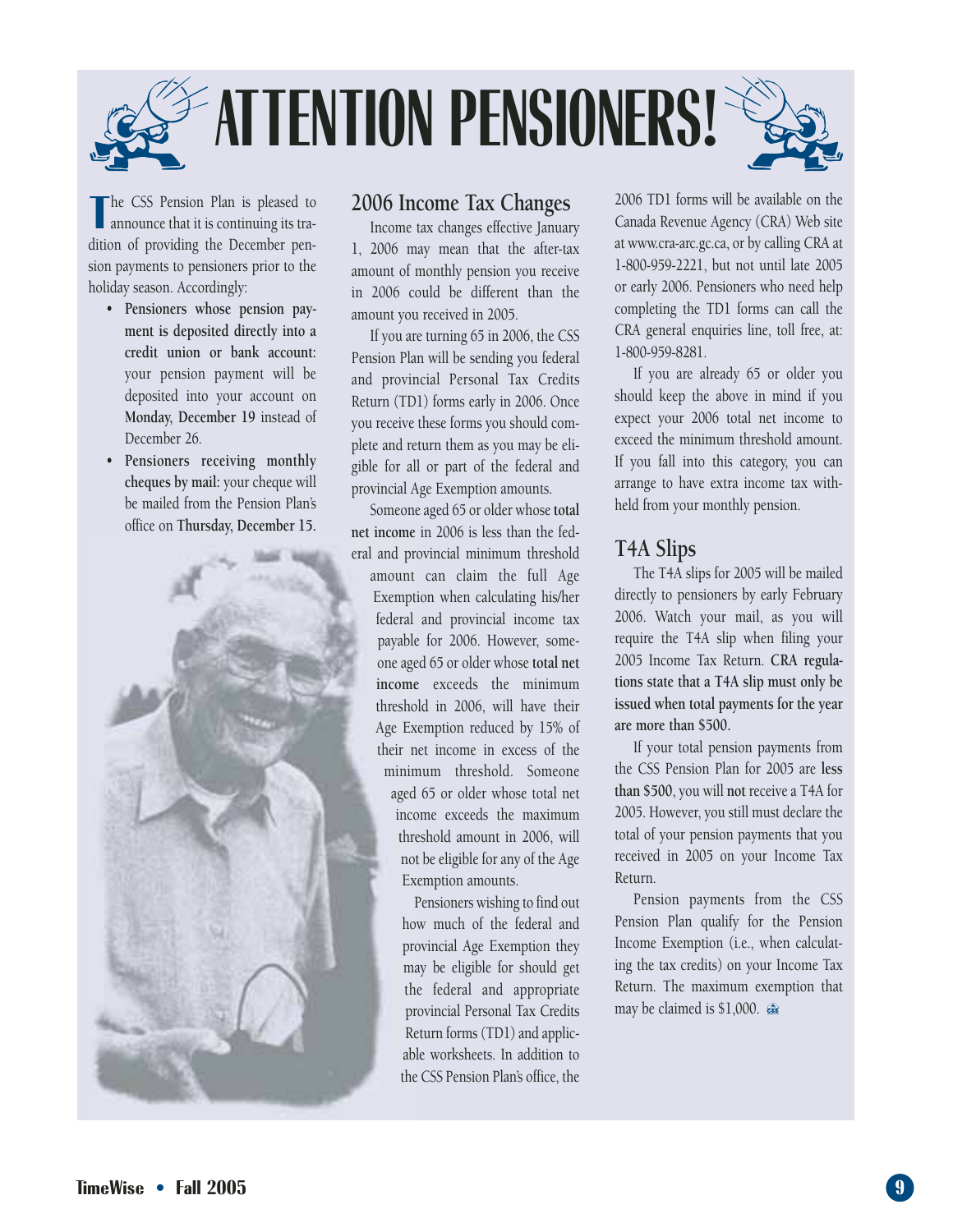# ATTENTION PENSIONERS!

The CSS Pension Plan is pleased to announce that it is continuing its tradition of providing the December pension payments to pensioners prior to the holiday season. Accordingly:

- **Pensioners whose pension payment is deposited directly into a credit union or bank account:** your pension payment will be deposited into your account on **Monday, December 19** instead of December 26.
- **Pensioners receiving monthly cheques by mail:** your cheque will be mailed from the Pension Plan's office on **Thursday, December 15.**

## 2006 Income Tax Changes

Income tax changes effective January 1, 2006 may mean that the after-tax amount of monthly pension you receive in 2006 could be different than the amount you received in 2005.

If you are turning 65 in 2006, the CSS Pension Plan will be sending you federal and provincial Personal Tax Credits Return (TD1) forms early in 2006. Once you receive these forms you should complete and return them as you may be eligible for all or part of the federal and provincial Age Exemption amounts.

Someone aged 65 or older whose **total net income** in 2006 is less than the federal and provincial minimum threshold amount can claim the full Age Exemption when calculating his/her federal and provincial income tax payable for 2006. However, someone aged 65 or older whose **total net income** exceeds the minimum threshold in 2006, will have their Age Exemption reduced by 15% of their net income in excess of the minimum threshold. Someone aged 65 or older whose total net income exceeds the maximum threshold amount in 2006, will not be eligible for any of the Age Exemption amounts.

Pensioners wishing to find out how much of the federal and provincial Age Exemption they may be eligible for should get the federal and appropriate provincial Personal Tax Credits Return forms (TD1) and applicable worksheets. In addition to the CSS Pension Plan's office, the 2006 TD1 forms will be available on the Canada Revenue Agency (CRA) Web site at www.cra-arc.gc.ca, or by calling CRA at 1-800-959-2221, but not until late 2005 or early 2006. Pensioners who need help completing the TD1 forms can call the CRA general enquiries line, toll free, at: 1-800-959-8281.

If you are already 65 or older you should keep the above in mind if you expect your 2006 total net income to exceed the minimum threshold amount. If you fall into this category, you can arrange to have extra income tax withheld from your monthly pension.

## T4A Slips

The T4A slips for 2005 will be mailed directly to pensioners by early February 2006. Watch your mail, as you will require the T4A slip when filing your 2005 Income Tax Return. **CRA regulations state that a T4A slip must only be issued when total payments for the year are more than $500.**

If your total pension payments from the CSS Pension Plan for 2005 are **less than $500**, you will **not** receive a T4A for 2005. However, you still must declare the total of your pension payments that you received in 2005 on your Income Tax Return.

Pension payments from the CSS Pension Plan qualify for the Pension Income Exemption (i.e., when calculating the tax credits) on your Income Tax Return. The maximum exemption that may be claimed is $1,000.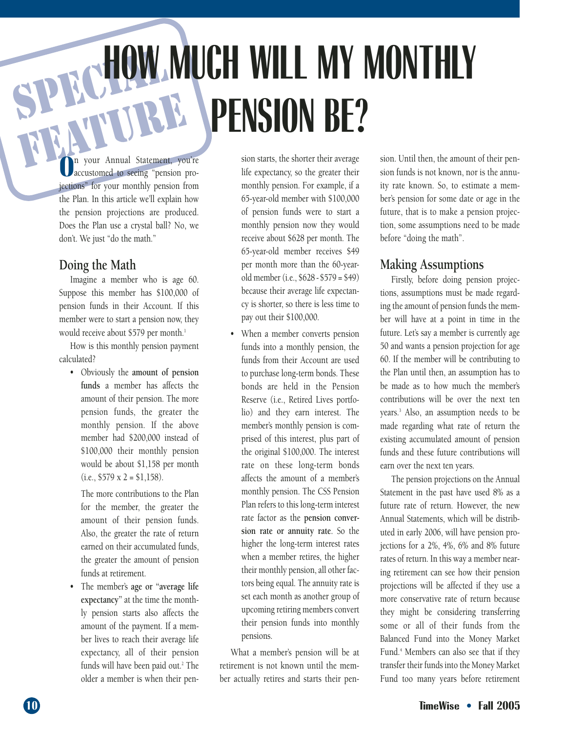SPECIAL FEATURE

# HOW MUCH WILL MY MONTHLY PENSION BE?

On your Annual Statement, you're accustomed to seeing "pension projections" for your monthly pension from the Plan. In this article we'll explain how the pension projections are produced. Does the Plan use a crystal ball? No, we don't. We just "do the math."

## Doing the Math

Imagine a member who is age 60. Suppose this member has $100,000 of pension funds in their Account. If this member were to start a pension now, they would receive about $579 per month.[1]

How is this monthly pension payment calculated?

- Obviously the **amount of pension funds** a member has affects the amount of their pension. The more pension funds, the greater the monthly pension. If the above member had $200,000 instead of $100,000 their monthly pension would be about $1,158 per month (i.e., $579 x 2 = $1,158).

  The more contributions to the Plan for the member, the greater the amount of their pension funds. Also, the greater the rate of return earned on their accumulated funds, the greater the amount of pension funds at retirement.

- The member's **age** or "**average life expectancy**" at the time the monthly pension starts also affects the amount of the payment. If a member lives to reach their average life expectancy, all of their pension funds will have been paid out.[2] The older a member is when their pension starts, the shorter their average life expectancy, so the greater their monthly pension. For example, if a 65-year-old member with $100,000 of pension funds were to start a monthly pension now they would receive about $628 per month. The 65-year-old member receives $49 per month more than the 60-year-old member (i.e., $628 - $579 = $49) because their average life expectancy is shorter, so there is less time to pay out their $100,000.

- When a member converts pension funds into a monthly pension, the funds from their Account are used to purchase long-term bonds. These bonds are held in the Pension Reserve (i.e., Retired Lives portfolio) and they earn interest. The member's monthly pension is comprised of this interest, plus part of the original $100,000. The interest rate on these long-term bonds affects the amount of a member's monthly pension. The CSS Pension Plan refers to this long-term interest rate factor as the **pension conversion rate or annuity rate**. So the higher the long-term interest rates when a member retires, the higher their monthly pension, all other factors being equal. The annuity rate is set each month as another group of upcoming retiring members convert their pension funds into monthly pensions.

What a member's pension will be at retirement is not known until the member actually retires and starts their pension. Until then, the amount of their pension funds is not known, nor is the annuity rate known. So, to estimate a member's pension for some date or age in the future, that is to make a pension projection, some assumptions need to be made before "doing the math".

## Making Assumptions

Firstly, before doing pension projections, assumptions must be made regarding the amount of pension funds the member will have at a point in time in the future. Let's say a member is currently age 50 and wants a pension projection for age 60. If the member will be contributing to the Plan until then, an assumption has to be made as to how much the member's contributions will be over the next ten years.[3] Also, an assumption needs to be made regarding what rate of return the existing accumulated amount of pension funds and these future contributions will earn over the next ten years.

The pension projections on the Annual Statement in the past have used 8% as a future rate of return. However, the new Annual Statements, which will be distributed in early 2006, will have pension projections for a 2%, 4%, 6% and 8% future rates of return. In this way a member nearing retirement can see how their pension projections will be affected if they use a more conservative rate of return because they might be considering transferring some or all of their funds from the Balanced Fund into the Money Market Fund.[4] Members can also see that if they transfer their funds into the Money Market Fund too many years before retirement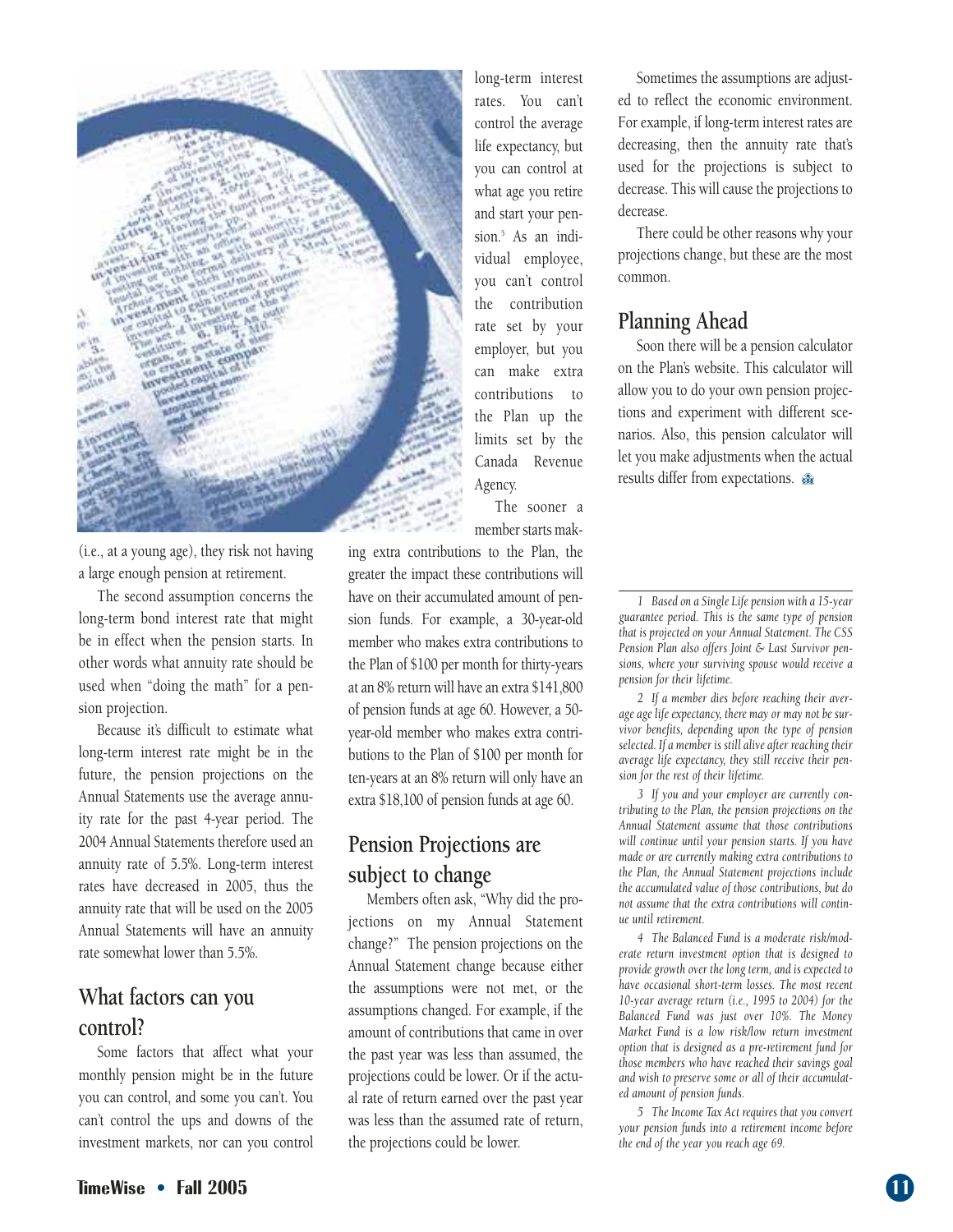(i.e., at a young age), they risk not having a large enough pension at retirement.

The second assumption concerns the long-term bond interest rate that might be in effect when the pension starts. In other words what annuity rate should be used when "doing the math" for a pension projection.

Because it's difficult to estimate what long-term interest rate might be in the future, the pension projections on the Annual Statements use the average annuity rate for the past 4-year period. The 2004 Annual Statements therefore used an annuity rate of 5.5%. Long-term interest rates have decreased in 2005, thus the annuity rate that will be used on the 2005 Annual Statements will have an annuity rate somewhat lower than 5.5%.

## What factors can you control?

Some factors that affect what your monthly pension might be in the future you can control, and some you can't. You can't control the ups and downs of the investment markets, nor can you control long-term interest rates. You can't control the average life expectancy, but you can control at what age you retire and start your pension.[5] As an individual employee, you can't control the contribution rate set by your employer, but you can make extra contributions to the Plan up the limits set by the Canada Revenue Agency.

The sooner a member starts making extra contributions to the Plan, the greater the impact these contributions will have on their accumulated amount of pension funds. For example, a 30-year-old member who makes extra contributions to the Plan of $100 per month for thirty-years at an 8% return will have an extra $141,800 of pension funds at age 60. However, a 50-year-old member who makes extra contributions to the Plan of $100 per month for ten-years at an 8% return will only have an extra $18,100 of pension funds at age 60.

## Pension Projections are subject to change

Members often ask, "Why did the projections on my Annual Statement change?" The pension projections on the Annual Statement change because either the assumptions were not met, or the assumptions changed. For example, if the amount of contributions that came in over the past year was less than assumed, the projections could be lower. Or if the actual rate of return earned over the past year was less than the assumed rate of return, the projections could be lower.

Sometimes the assumptions are adjusted to reflect the economic environment. For example, if long-term interest rates are decreasing, then the annuity rate that's used for the projections is subject to decrease. This will cause the projections to decrease.

There could be other reasons why your projections change, but these are the most common.

## Planning Ahead

Soon there will be a pension calculator on the Plan's website. This calculator will allow you to do your own pension projections and experiment with different scenarios. Also, this pension calculator will let you make adjustments when the actual results differ from expectations.

---

*1 Based on a Single Life pension with a 15-year guarantee period. This is the same type of pension that is projected on your Annual Statement. The CSS Pension Plan also offers Joint & Last Survivor pensions, where your surviving spouse would receive a pension for their lifetime.*

*2 If a member dies before reaching their average age life expectancy, there may or may not be survivor benefits, depending upon the type of pension selected. If a member is still alive after reaching their average life expectancy, they still receive their pension for the rest of their lifetime.*

*3 If you and your employer are currently contributing to the Plan, the pension projections on the Annual Statement assume that those contributions will continue until your pension starts. If you have made or are currently making extra contributions to the Plan, the Annual Statement projections include the accumulated value of those contributions, but do not assume that the extra contributions will continue until retirement.*

*4 The Balanced Fund is a moderate risk/moderate return investment option that is designed to provide growth over the long term, and is expected to have occasional short-term losses. The most recent 10-year average return (i.e., 1995 to 2004) for the Balanced Fund was just over 10%. The Money Market Fund is a low risk/low return investment option that is designed as a pre-retirement fund for those members who have reached their savings goal and wish to preserve some or all of their accumulated amount of pension funds.*

*5 The Income Tax Act requires that you convert your pension funds into a retirement income before the end of the year you reach age 69.*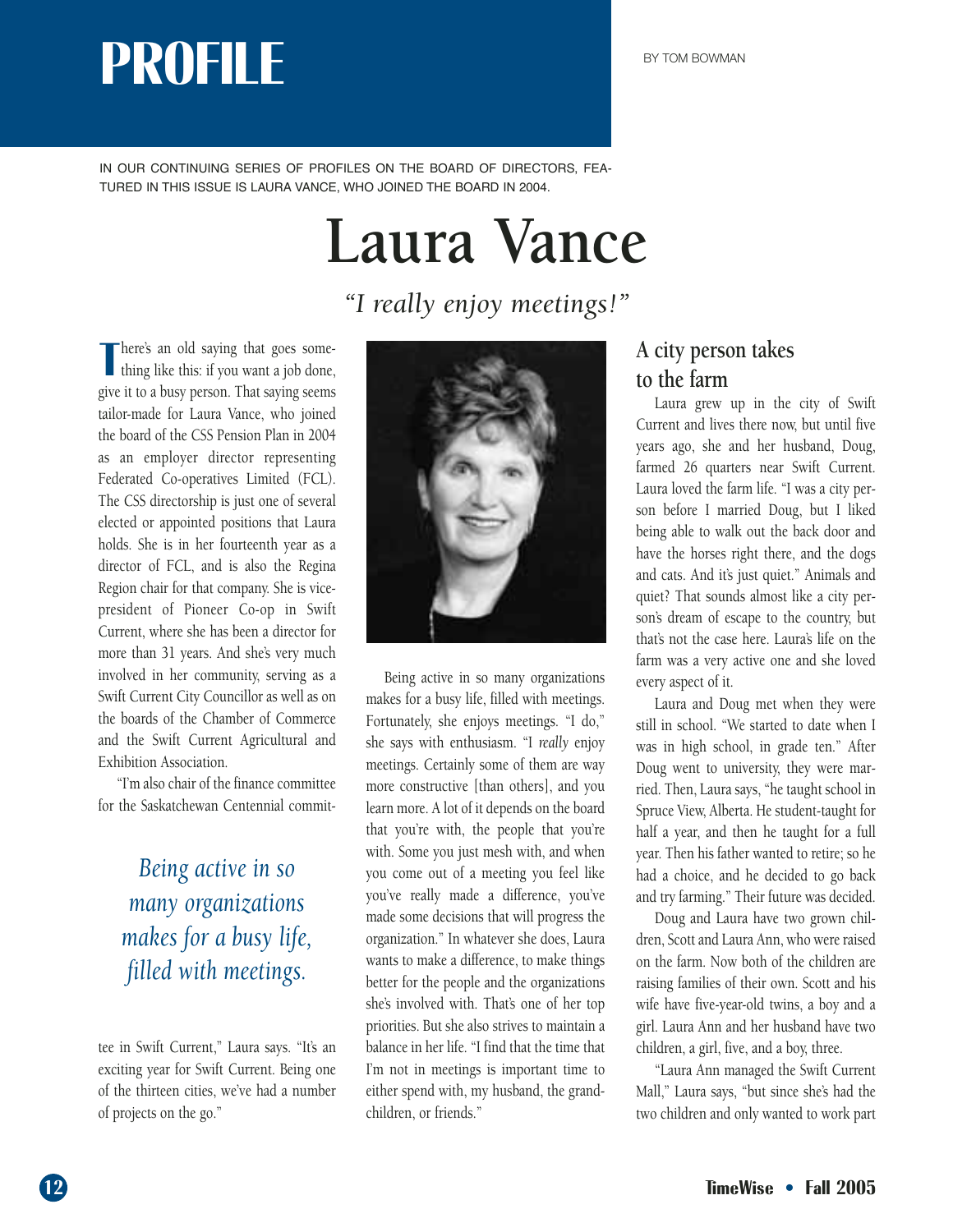# PROFILE

BY TOM BOWMAN

IN OUR CONTINUING SERIES OF PROFILES ON THE BOARD OF DIRECTORS, FEATURED IN THIS ISSUE IS LAURA VANCE, WHO JOINED THE BOARD IN 2004.

# Laura Vance

*"I really enjoy meetings!"*

There's an old saying that goes something like this: if you want a job done, give it to a busy person. That saying seems tailor-made for Laura Vance, who joined the board of the CSS Pension Plan in 2004 as an employer director representing Federated Co-operatives Limited (FCL). The CSS directorship is just one of several elected or appointed positions that Laura holds. She is in her fourteenth year as a director of FCL, and is also the Regina Region chair for that company. She is vice-president of Pioneer Co-op in Swift Current, where she has been a director for more than 31 years. And she's very much involved in her community, serving as a Swift Current City Councillor as well as on the boards of the Chamber of Commerce and the Swift Current Agricultural and Exhibition Association.

"I'm also chair of the finance committee for the Saskatchewan Centennial committee in Swift Current," Laura says. "It's an exciting year for Swift Current. Being one of the thirteen cities, we've had a number of projects on the go."

*Being active in so many organizations makes for a busy life, filled with meetings.*

Being active in so many organizations makes for a busy life, filled with meetings. Fortunately, she enjoys meetings. "I do," she says with enthusiasm. "I *really* enjoy meetings. Certainly some of them are way more constructive [than others], and you learn more. A lot of it depends on the board that you're with, the people that you're with. Some you just mesh with, and when you come out of a meeting you feel like you've really made a difference, you've made some decisions that will progress the organization." In whatever she does, Laura wants to make a difference, to make things better for the people and the organizations she's involved with. That's one of her top priorities. But she also strives to maintain a balance in her life. "I find that the time that I'm not in meetings is important time to either spend with, my husband, the grandchildren, or friends."

## A city person takes to the farm

Laura grew up in the city of Swift Current and lives there now, but until five years ago, she and her husband, Doug, farmed 26 quarters near Swift Current. Laura loved the farm life. "I was a city person before I married Doug, but I liked being able to walk out the back door and have the horses right there, and the dogs and cats. And it's just quiet." Animals and quiet? That sounds almost like a city person's dream of escape to the country, but that's not the case here. Laura's life on the farm was a very active one and she loved every aspect of it.

Laura and Doug met when they were still in school. "We started to date when I was in high school, in grade ten." After Doug went to university, they were married. Then, Laura says, "he taught school in Spruce View, Alberta. He student-taught for half a year, and then he taught for a full year. Then his father wanted to retire; so he had a choice, and he decided to go back and try farming." Their future was decided.

Doug and Laura have two grown children, Scott and Laura Ann, who were raised on the farm. Now both of the children are raising families of their own. Scott and his wife have five-year-old twins, a boy and a girl. Laura Ann and her husband have two children, a girl, five, and a boy, three.

"Laura Ann managed the Swift Current Mall," Laura says, "but since she's had the two children and only wanted to work part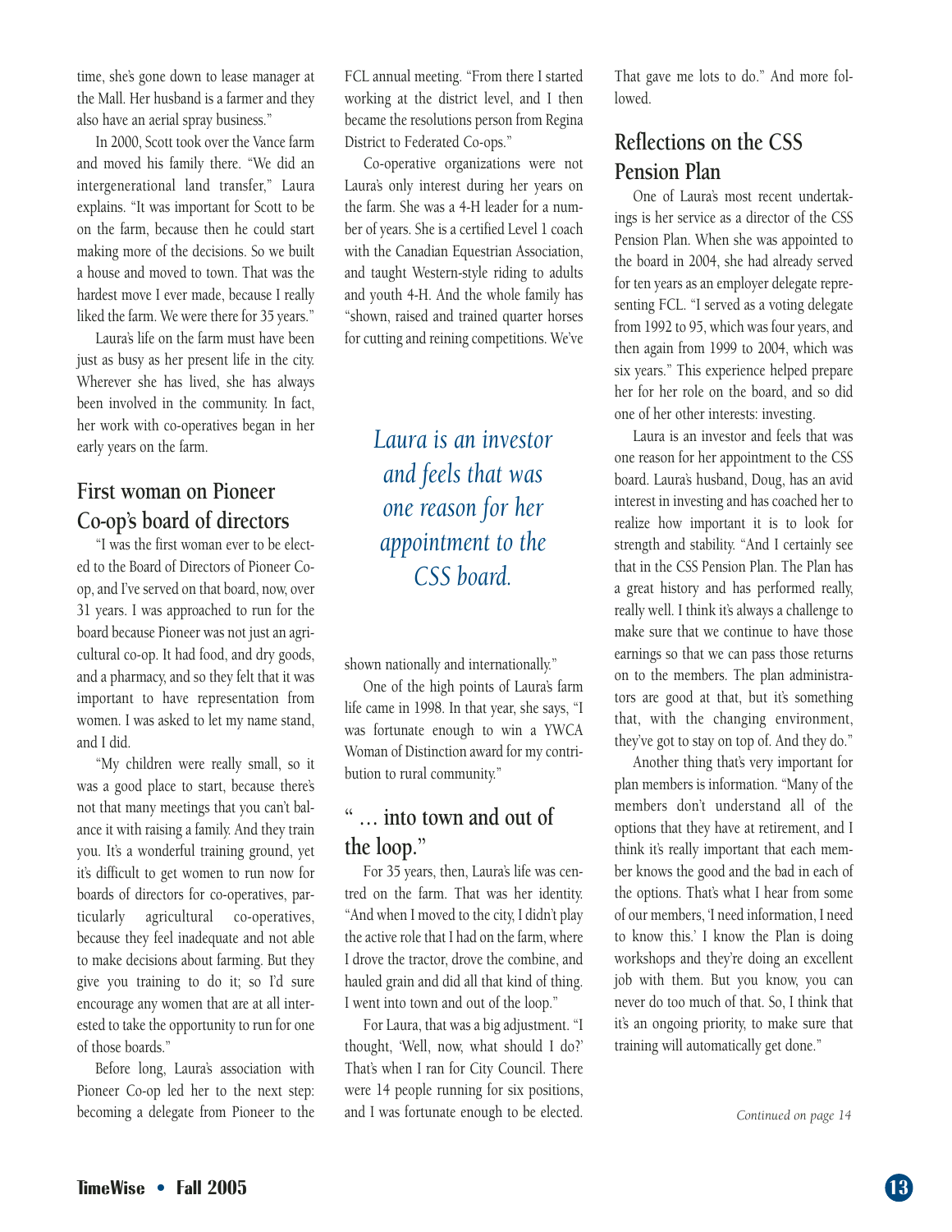time, she's gone down to lease manager at the Mall. Her husband is a farmer and they also have an aerial spray business."

In 2000, Scott took over the Vance farm and moved his family there. "We did an intergenerational land transfer," Laura explains. "It was important for Scott to be on the farm, because then he could start making more of the decisions. So we built a house and moved to town. That was the hardest move I ever made, because I really liked the farm. We were there for 35 years."

Laura's life on the farm must have been just as busy as her present life in the city. Wherever she has lived, she has always been involved in the community. In fact, her work with co-operatives began in her early years on the farm.

## First woman on Pioneer Co-op's board of directors

"I was the first woman ever to be elected to the Board of Directors of Pioneer Co-op, and I've served on that board, now, over 31 years. I was approached to run for the board because Pioneer was not just an agricultural co-op. It had food, and dry goods, and a pharmacy, and so they felt that it was important to have representation from women. I was asked to let my name stand, and I did.

"My children were really small, so it was a good place to start, because there's not that many meetings that you can't balance it with raising a family. And they train you. It's a wonderful training ground, yet it's difficult to get women to run now for boards of directors for co-operatives, particularly agricultural co-operatives, because they feel inadequate and not able to make decisions about farming. But they give you training to do it; so I'd sure encourage any women that are at all interested to take the opportunity to run for one of those boards."

Before long, Laura's association with Pioneer Co-op led her to the next step: becoming a delegate from Pioneer to the FCL annual meeting. "From there I started working at the district level, and I then became the resolutions person from Regina District to Federated Co-ops."

Co-operative organizations were not Laura's only interest during her years on the farm. She was a 4-H leader for a number of years. She is a certified Level 1 coach with the Canadian Equestrian Association, and taught Western-style riding to adults and youth 4-H. And the whole family has "shown, raised and trained quarter horses for cutting and reining competitions. We've shown nationally and internationally."

> *Laura is an investor and feels that was one reason for her appointment to the CSS board.*

One of the high points of Laura's farm life came in 1998. In that year, she says, "I was fortunate enough to win a YWCA Woman of Distinction award for my contribution to rural community."

## "… into town and out of the loop."

For 35 years, then, Laura's life was centred on the farm. That was her identity. "And when I moved to the city, I didn't play the active role that I had on the farm, where I drove the tractor, drove the combine, and hauled grain and did all that kind of thing. I went into town and out of the loop."

For Laura, that was a big adjustment. "I thought, 'Well, now, what should I do?' That's when I ran for City Council. There were 14 people running for six positions, and I was fortunate enough to be elected. That gave me lots to do." And more followed.

## Reflections on the CSS Pension Plan

One of Laura's most recent undertakings is her service as a director of the CSS Pension Plan. When she was appointed to the board in 2004, she had already served for ten years as an employer delegate representing FCL. "I served as a voting delegate from 1992 to 95, which was four years, and then again from 1999 to 2004, which was six years." This experience helped prepare her for her role on the board, and so did one of her other interests: investing.

Laura is an investor and feels that was one reason for her appointment to the CSS board. Laura's husband, Doug, has an avid interest in investing and has coached her to realize how important it is to look for strength and stability. "And I certainly see that in the CSS Pension Plan. The Plan has a great history and has performed really, really well. I think it's always a challenge to make sure that we continue to have those earnings so that we can pass those returns on to the members. The plan administrators are good at that, but it's something that, with the changing environment, they've got to stay on top of. And they do."

Another thing that's very important for plan members is information. "Many of the members don't understand all of the options that they have at retirement, and I think it's really important that each member knows the good and the bad in each of the options. That's what I hear from some of our members, 'I need information, I need to know this.' I know the Plan is doing workshops and they're doing an excellent job with them. But you know, you can never do too much of that. So, I think that it's an ongoing priority, to make sure that training will automatically get done."

*Continued on page 14*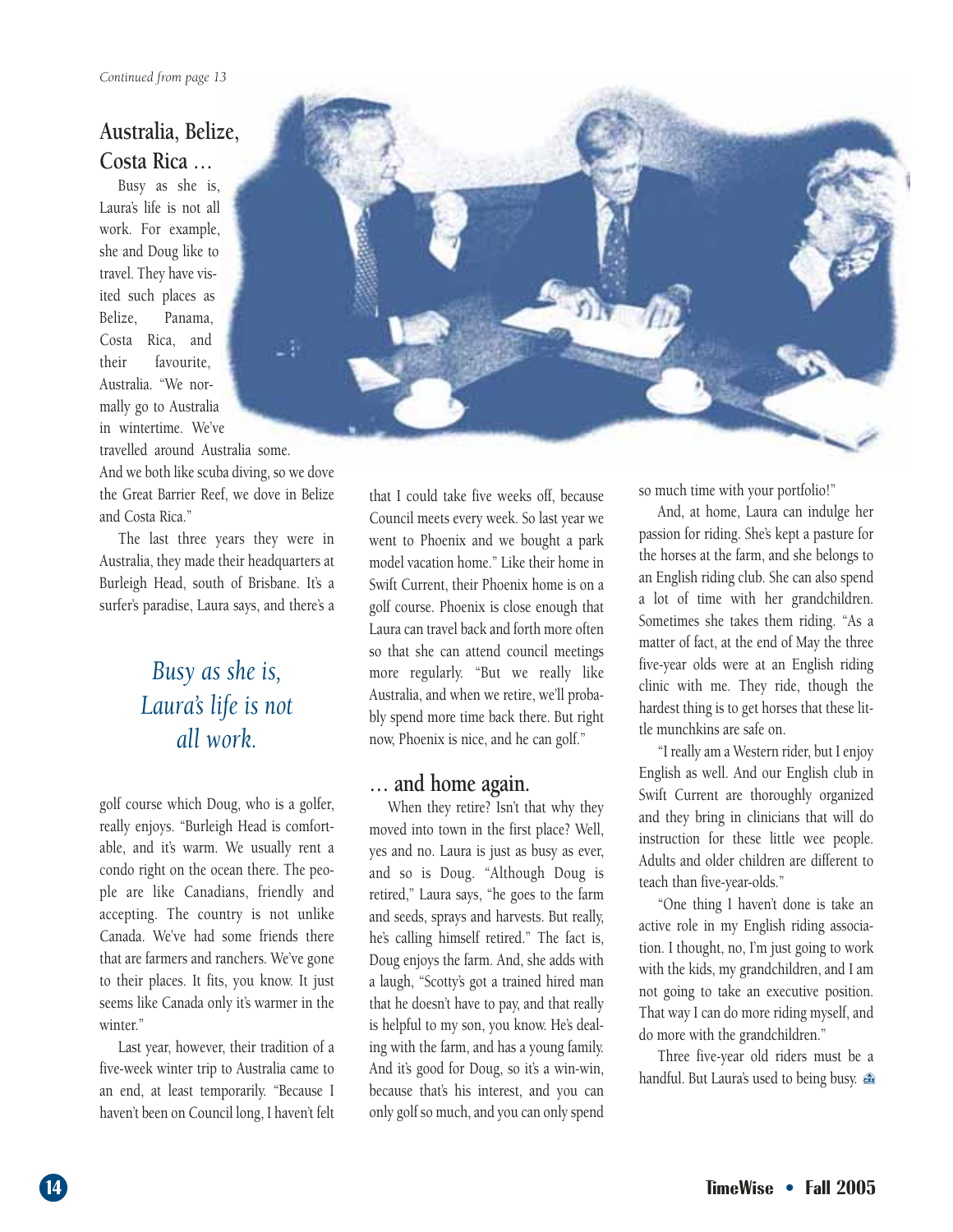*Continued from page 13*

## Australia, Belize, Costa Rica …

Busy as she is, Laura's life is not all work. For example, she and Doug like to travel. They have visited such places as Belize, Panama, Costa Rica, and their favourite, Australia. "We normally go to Australia in wintertime. We've travelled around Australia some. And we both like scuba diving, so we dove the Great Barrier Reef, we dove in Belize and Costa Rica."

The last three years they were in Australia, they made their headquarters at Burleigh Head, south of Brisbane. It's a surfer's paradise, Laura says, and there's a golf course which Doug, who is a golfer, really enjoys. "Burleigh Head is comfortable, and it's warm. We usually rent a condo right on the ocean there. The people are like Canadians, friendly and accepting. The country is not unlike Canada. We've had some friends there that are farmers and ranchers. We've gone to their places. It fits, you know. It just seems like Canada only it's warmer in the winter."

*Busy as she is, Laura's life is not all work.*

Last year, however, their tradition of a five-week winter trip to Australia came to an end, at least temporarily. "Because I haven't been on Council long, I haven't felt that I could take five weeks off, because Council meets every week. So last year we went to Phoenix and we bought a park model vacation home." Like their home in Swift Current, their Phoenix home is on a golf course. Phoenix is close enough that Laura can travel back and forth more often so that she can attend council meetings more regularly. "But we really like Australia, and when we retire, we'll probably spend more time back there. But right now, Phoenix is nice, and he can golf."

## … and home again.

When they retire? Isn't that why they moved into town in the first place? Well, yes and no. Laura is just as busy as ever, and so is Doug. "Although Doug is retired," Laura says, "he goes to the farm and seeds, sprays and harvests. But really, he's calling himself retired." The fact is, Doug enjoys the farm. And, she adds with a laugh, "Scotty's got a trained hired man that he doesn't have to pay, and that really is helpful to my son, you know. He's dealing with the farm, and has a young family. And it's good for Doug, so it's a win-win, because that's his interest, and you can only golf so much, and you can only spend so much time with your portfolio!"

And, at home, Laura can indulge her passion for riding. She's kept a pasture for the horses at the farm, and she belongs to an English riding club. She can also spend a lot of time with her grandchildren. Sometimes she takes them riding. "As a matter of fact, at the end of May the three five-year olds were at an English riding clinic with me. They ride, though the hardest thing is to get horses that these little munchkins are safe on.

"I really am a Western rider, but I enjoy English as well. And our English club in Swift Current are thoroughly organized and they bring in clinicians that will do instruction for these little wee people. Adults and older children are different to teach than five-year-olds."

"One thing I haven't done is take an active role in my English riding association. I thought, no, I'm just going to work with the kids, my grandchildren, and I am not going to take an executive position. That way I can do more riding myself, and do more with the grandchildren."

Three five-year old riders must be a handful. But Laura's used to being busy.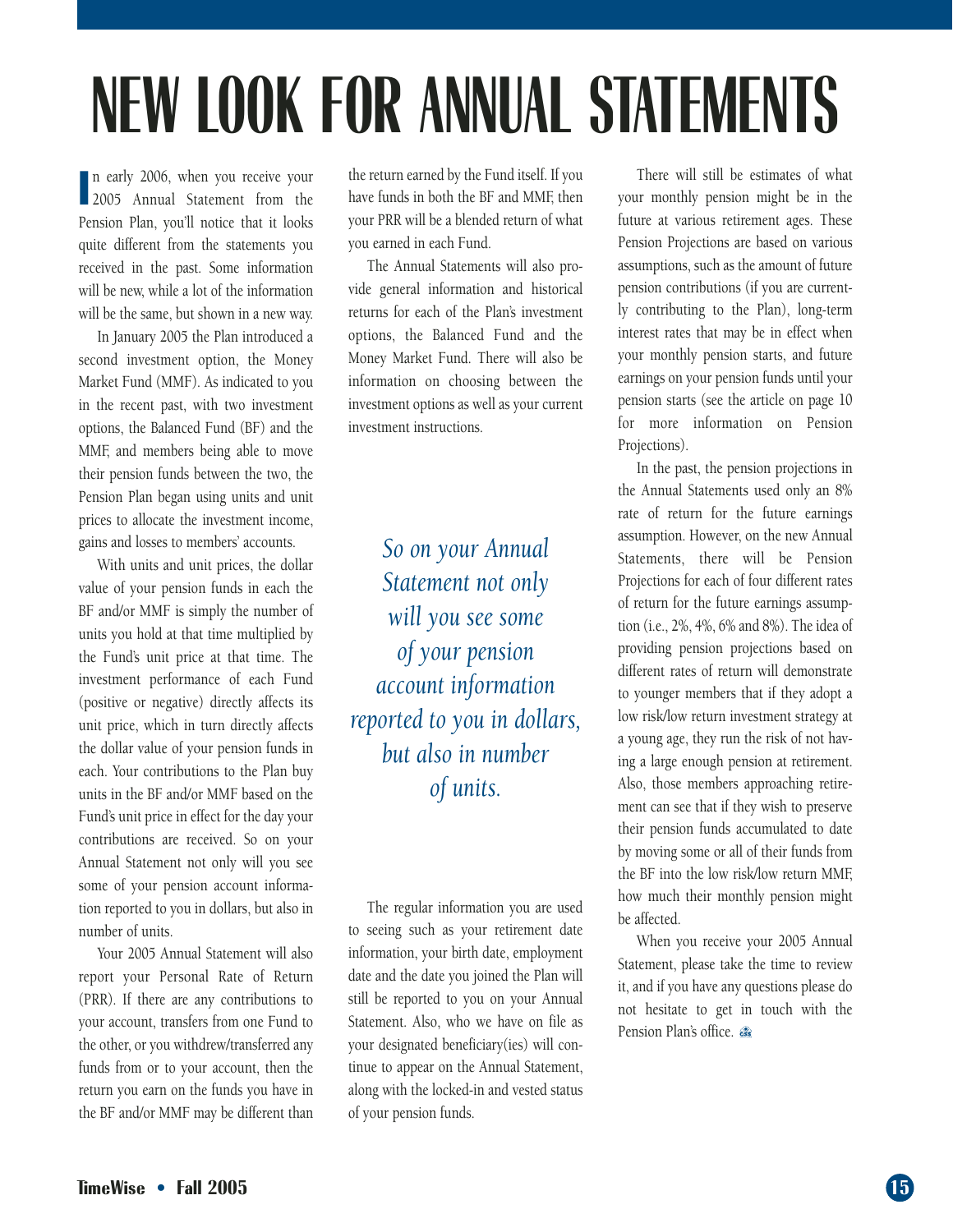# NEW LOOK FOR ANNUAL STATEMENTS

In early 2006, when you receive your 2005 Annual Statement from the Pension Plan, you'll notice that it looks quite different from the statements you received in the past. Some information will be new, while a lot of the information will be the same, but shown in a new way.

In January 2005 the Plan introduced a second investment option, the Money Market Fund (MMF). As indicated to you in the recent past, with two investment options, the Balanced Fund (BF) and the MMF, and members being able to move their pension funds between the two, the Pension Plan began using units and unit prices to allocate the investment income, gains and losses to members' accounts.

With units and unit prices, the dollar value of your pension funds in each the BF and/or MMF is simply the number of units you hold at that time multiplied by the Fund's unit price at that time. The investment performance of each Fund (positive or negative) directly affects its unit price, which in turn directly affects the dollar value of your pension funds in each. Your contributions to the Plan buy units in the BF and/or MMF based on the Fund's unit price in effect for the day your contributions are received. So on your Annual Statement not only will you see some of your pension account information reported to you in dollars, but also in number of units.

Your 2005 Annual Statement will also report your Personal Rate of Return (PRR). If there are any contributions to your account, transfers from one Fund to the other, or you withdrew/transferred any funds from or to your account, then the return you earn on the funds you have in the BF and/or MMF may be different than the return earned by the Fund itself. If you have funds in both the BF and MMF, then your PRR will be a blended return of what you earned in each Fund.

The Annual Statements will also provide general information and historical returns for each of the Plan's investment options, the Balanced Fund and the Money Market Fund. There will also be information on choosing between the investment options as well as your current investment instructions.

*So on your Annual Statement not only will you see some of your pension account information reported to you in dollars, but also in number of units.*

The regular information you are used to seeing such as your retirement date information, your birth date, employment date and the date you joined the Plan will still be reported to you on your Annual Statement. Also, who we have on file as your designated beneficiary(ies) will continue to appear on the Annual Statement, along with the locked-in and vested status of your pension funds.

There will still be estimates of what your monthly pension might be in the future at various retirement ages. These Pension Projections are based on various assumptions, such as the amount of future pension contributions (if you are currently contributing to the Plan), long-term interest rates that may be in effect when your monthly pension starts, and future earnings on your pension funds until your pension starts (see the article on page 10 for more information on Pension Projections).

In the past, the pension projections in the Annual Statements used only an 8% rate of return for the future earnings assumption. However, on the new Annual Statements, there will be Pension Projections for each of four different rates of return for the future earnings assumption (i.e., 2%, 4%, 6% and 8%). The idea of providing pension projections based on different rates of return will demonstrate to younger members that if they adopt a low risk/low return investment strategy at a young age, they run the risk of not having a large enough pension at retirement. Also, those members approaching retirement can see that if they wish to preserve their pension funds accumulated to date by moving some or all of their funds from the BF into the low risk/low return MMF, how much their monthly pension might be affected.

When you receive your 2005 Annual Statement, please take the time to review it, and if you have any questions please do not hesitate to get in touch with the Pension Plan's office.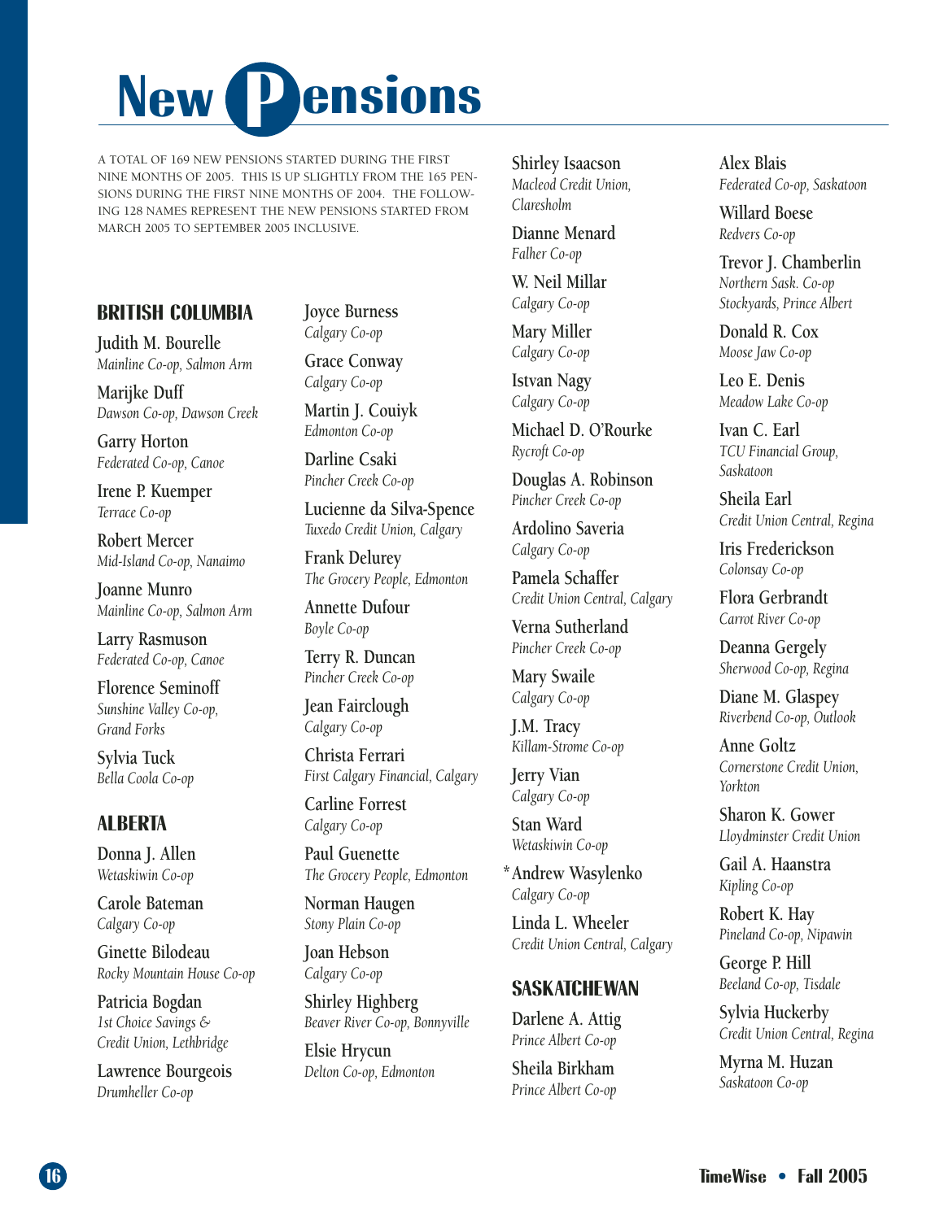# New Pensions

A TOTAL OF 169 NEW PENSIONS STARTED DURING THE FIRST NINE MONTHS OF 2005. THIS IS UP SLIGHTLY FROM THE 165 PENSIONS DURING THE FIRST NINE MONTHS OF 2004. THE FOLLOWING 128 NAMES REPRESENT THE NEW PENSIONS STARTED FROM MARCH 2005 TO SEPTEMBER 2005 INCLUSIVE.

## BRITISH COLUMBIA

Judith M. Bourelle
*Mainline Co-op, Salmon Arm*

Marijke Duff
*Dawson Co-op, Dawson Creek*

Garry Horton
*Federated Co-op, Canoe*

Irene P. Kuemper
*Terrace Co-op*

Robert Mercer
*Mid-Island Co-op, Nanaimo*

Joanne Munro
*Mainline Co-op, Salmon Arm*

Larry Rasmuson
*Federated Co-op, Canoe*

Florence Seminoff
*Sunshine Valley Co-op, Grand Forks*

Sylvia Tuck
*Bella Coola Co-op*

## ALBERTA

Donna J. Allen
*Wetaskiwin Co-op*

Carole Bateman
*Calgary Co-op*

Ginette Bilodeau
*Rocky Mountain House Co-op*

Patricia Bogdan
*1st Choice Savings & Credit Union, Lethbridge*

Lawrence Bourgeois
*Drumheller Co-op*

Joyce Burness
*Calgary Co-op*

Grace Conway
*Calgary Co-op*

Martin J. Couiyk
*Edmonton Co-op*

Darline Csaki
*Pincher Creek Co-op*

Lucienne da Silva-Spence
*Tuxedo Credit Union, Calgary*

Frank Delurey
*The Grocery People, Edmonton*

Annette Dufour
*Boyle Co-op*

Terry R. Duncan
*Pincher Creek Co-op*

Jean Fairclough
*Calgary Co-op*

Christa Ferrari
*First Calgary Financial, Calgary*

Carline Forrest
*Calgary Co-op*

Paul Guenette
*The Grocery People, Edmonton*

Norman Haugen
*Stony Plain Co-op*

Joan Hebson
*Calgary Co-op*

Shirley Highberg
*Beaver River Co-op, Bonnyville*

Elsie Hrycun
*Delton Co-op, Edmonton*

Shirley Isaacson
*Macleod Credit Union, Claresholm*

Dianne Menard
*Falher Co-op*

W. Neil Millar
*Calgary Co-op*

Mary Miller
*Calgary Co-op*

Istvan Nagy
*Calgary Co-op*

Michael D. O'Rourke
*Rycroft Co-op*

Douglas A. Robinson
*Pincher Creek Co-op*

Ardolino Saveria
*Calgary Co-op*

Pamela Schaffer
*Credit Union Central, Calgary*

Verna Sutherland
*Pincher Creek Co-op*

Mary Swaile
*Calgary Co-op*

J.M. Tracy
*Killam-Strome Co-op*

Jerry Vian
*Calgary Co-op*

Stan Ward
*Wetaskiwin Co-op*

*Andrew Wasylenko
*Calgary Co-op*

Linda L. Wheeler
*Credit Union Central, Calgary*

## SASKATCHEWAN

Darlene A. Attig
*Prince Albert Co-op*

Sheila Birkham
*Prince Albert Co-op*

Alex Blais
*Federated Co-op, Saskatoon*

Willard Boese
*Redvers Co-op*

Trevor J. Chamberlin
*Northern Sask. Co-op Stockyards, Prince Albert*

Donald R. Cox
*Moose Jaw Co-op*

Leo E. Denis
*Meadow Lake Co-op*

Ivan C. Earl
*TCU Financial Group, Saskatoon*

Sheila Earl
*Credit Union Central, Regina*

Iris Frederickson
*Colonsay Co-op*

Flora Gerbrandt
*Carrot River Co-op*

Deanna Gergely
*Sherwood Co-op, Regina*

Diane M. Glaspey
*Riverbend Co-op, Outlook*

Anne Goltz
*Cornerstone Credit Union, Yorkton*

Sharon K. Gower
*Lloydminster Credit Union*

Gail A. Haanstra
*Kipling Co-op*

Robert K. Hay
*Pineland Co-op, Nipawin*

George P. Hill
*Beeland Co-op, Tisdale*

Sylvia Huckerby
*Credit Union Central, Regina*

Myrna M. Huzan
*Saskatoon Co-op*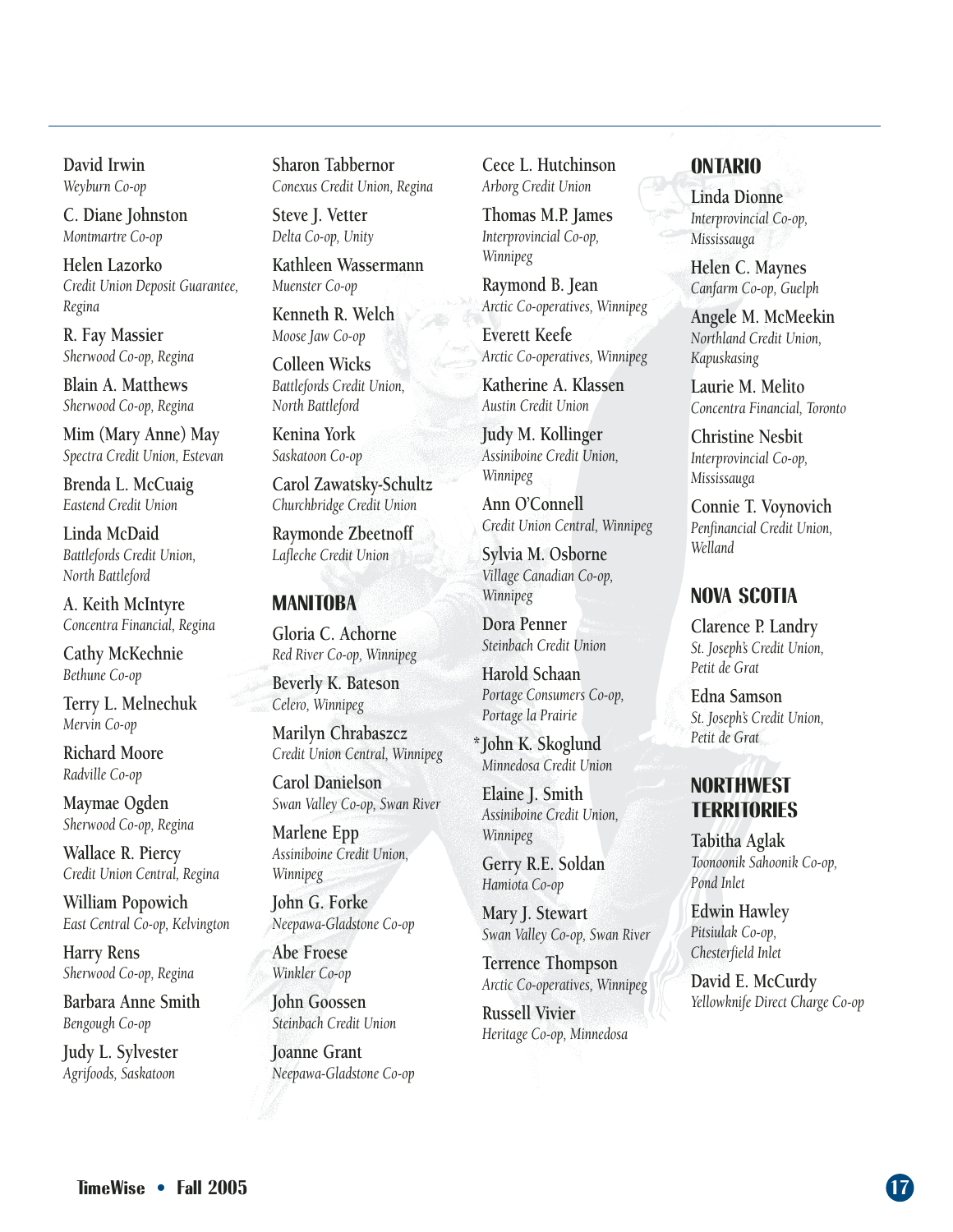David Irwin
*Weyburn Co-op*

C. Diane Johnston
*Montmartre Co-op*

Helen Lazorko
*Credit Union Deposit Guarantee, Regina*

R. Fay Massier
*Sherwood Co-op, Regina*

Blain A. Matthews
*Sherwood Co-op, Regina*

Mim (Mary Anne) May
*Spectra Credit Union, Estevan*

Brenda L. McCuaig
*Eastend Credit Union*

Linda McDaid
*Battlefords Credit Union, North Battleford*

A. Keith McIntyre
*Concentra Financial, Regina*

Cathy McKechnie
*Bethune Co-op*

Terry L. Melnechuk
*Mervin Co-op*

Richard Moore
*Radville Co-op*

Maymae Ogden
*Sherwood Co-op, Regina*

Wallace R. Piercy
*Credit Union Central, Regina*

William Popowich
*East Central Co-op, Kelvington*

Harry Rens
*Sherwood Co-op, Regina*

Barbara Anne Smith
*Bengough Co-op*

Judy L. Sylvester
*Agrifoods, Saskatoon*

Sharon Tabbernor
*Conexus Credit Union, Regina*

Steve J. Vetter
*Delta Co-op, Unity*

Kathleen Wassermann
*Muenster Co-op*

Kenneth R. Welch
*Moose Jaw Co-op*

Colleen Wicks
*Battlefords Credit Union, North Battleford*

Kenina York
*Saskatoon Co-op*

Carol Zawatsky-Schultz
*Churchbridge Credit Union*

Raymonde Zbeetnoff
*Lafleche Credit Union*

## MANITOBA

Gloria C. Achorne
*Red River Co-op, Winnipeg*

Beverly K. Bateson
*Celero, Winnipeg*

Marilyn Chrabaszcz
*Credit Union Central, Winnipeg*

Carol Danielson
*Swan Valley Co-op, Swan River*

Marlene Epp
*Assiniboine Credit Union, Winnipeg*

John G. Forke
*Neepawa-Gladstone Co-op*

Abe Froese
*Winkler Co-op*

John Goossen
*Steinbach Credit Union*

Joanne Grant
*Neepawa-Gladstone Co-op*

Cece L. Hutchinson
*Arborg Credit Union*

Thomas M.P. James
*Interprovincial Co-op, Winnipeg*

Raymond B. Jean
*Arctic Co-operatives, Winnipeg*

Everett Keefe
*Arctic Co-operatives, Winnipeg*

Katherine A. Klassen
*Austin Credit Union*

Judy M. Kollinger
*Assiniboine Credit Union, Winnipeg*

Ann O'Connell
*Credit Union Central, Winnipeg*

Sylvia M. Osborne
*Village Canadian Co-op, Winnipeg*

Dora Penner
*Steinbach Credit Union*

Harold Schaan
*Portage Consumers Co-op, Portage la Prairie*

*John K. Skoglund
*Minnedosa Credit Union*

Elaine J. Smith
*Assiniboine Credit Union, Winnipeg*

Gerry R.E. Soldan
*Hamiota Co-op*

Mary J. Stewart
*Swan Valley Co-op, Swan River*

Terrence Thompson
*Arctic Co-operatives, Winnipeg*

Russell Vivier
*Heritage Co-op, Minnedosa*

## ONTARIO

Linda Dionne
*Interprovincial Co-op, Mississauga*

Helen C. Maynes
*Canfarm Co-op, Guelph*

Angele M. McMeekin
*Northland Credit Union, Kapuskasing*

Laurie M. Melito
*Concentra Financial, Toronto*

Christine Nesbit
*Interprovincial Co-op, Mississauga*

Connie T. Voynovich
*Penfinancial Credit Union, Welland*

## NOVA SCOTIA

Clarence P. Landry
*St. Joseph's Credit Union, Petit de Grat*

Edna Samson
*St. Joseph's Credit Union, Petit de Grat*

## NORTHWEST TERRITORIES

Tabitha Aglak
*Toonoonik Sahoonik Co-op, Pond Inlet*

Edwin Hawley
*Pitsiulak Co-op, Chesterfield Inlet*

David E. McCurdy
*Yellowknife Direct Charge Co-op*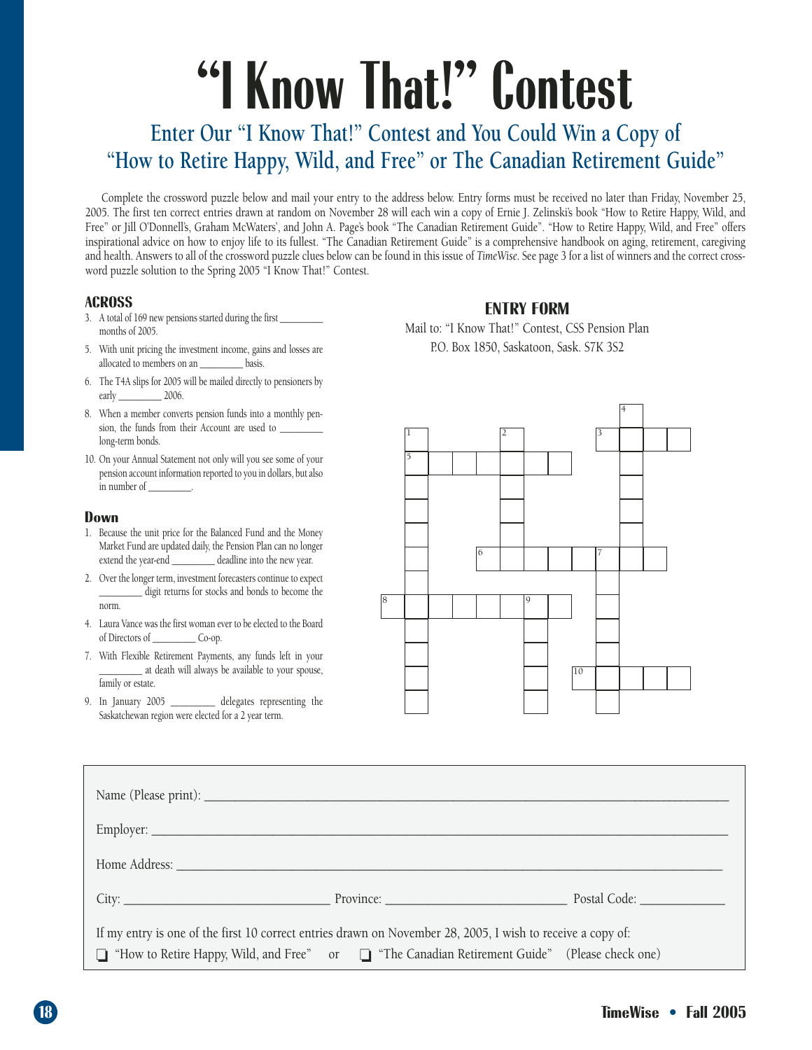# "I Know That!" Contest

## Enter Our "I Know That!" Contest and You Could Win a Copy of "How to Retire Happy, Wild, and Free" or The Canadian Retirement Guide"

Complete the crossword puzzle below and mail your entry to the address below. Entry forms must be received no later than Friday, November 25, 2005. The first ten correct entries drawn at random on November 28 will each win a copy of Ernie J. Zelinski's book "How to Retire Happy, Wild, and Free" or Jill O'Donnell's, Graham McWaters', and John A. Page's book "The Canadian Retirement Guide". "How to Retire Happy, Wild, and Free" offers inspirational advice on how to enjoy life to its fullest. "The Canadian Retirement Guide" is a comprehensive handbook on aging, retirement, caregiving and health. Answers to all of the crossword puzzle clues below can be found in this issue of *TimeWise*. See page 3 for a list of winners and the correct crossword puzzle solution to the Spring 2005 "I Know That!" Contest.

### ACROSS

3. A total of 169 new pensions started during the first _________ months of 2005.
5. With unit pricing the investment income, gains and losses are allocated to members on an _________ basis.
6. The T4A slips for 2005 will be mailed directly to pensioners by early _________ 2006.
8. When a member converts pension funds into a monthly pension, the funds from their Account are used to _________ long-term bonds.
10. On your Annual Statement not only will you see some of your pension account information reported to you in dollars, but also in number of _________.

### Down

1. Because the unit price for the Balanced Fund and the Money Market Fund are updated daily, the Pension Plan can no longer extend the year-end _________ deadline into the new year.
2. Over the longer term, investment forecasters continue to expect _________ digit returns for stocks and bonds to become the norm.
4. Laura Vance was the first woman ever to be elected to the Board of Directors of _________ Co-op.
7. With Flexible Retirement Payments, any funds left in your _________ at death will always be available to your spouse, family or estate.
9. In January 2005 _________ delegates representing the Saskatchewan region were elected for a 2 year term.

### ENTRY FORM

Mail to: "I Know That!" Contest, CSS Pension Plan
P.O. Box 1850, Saskatoon, Sask. S7K 3S2

Name (Please print): ______________________________

Employer: ______________________________

Home Address: ______________________________

City: ______________ Province: ______________ Postal Code: ______________

If my entry is one of the first 10 correct entries drawn on November 28, 2005, I wish to receive a copy of:

❑ "How to Retire Happy, Wild, and Free" or ❑ "The Canadian Retirement Guide" (Please check one)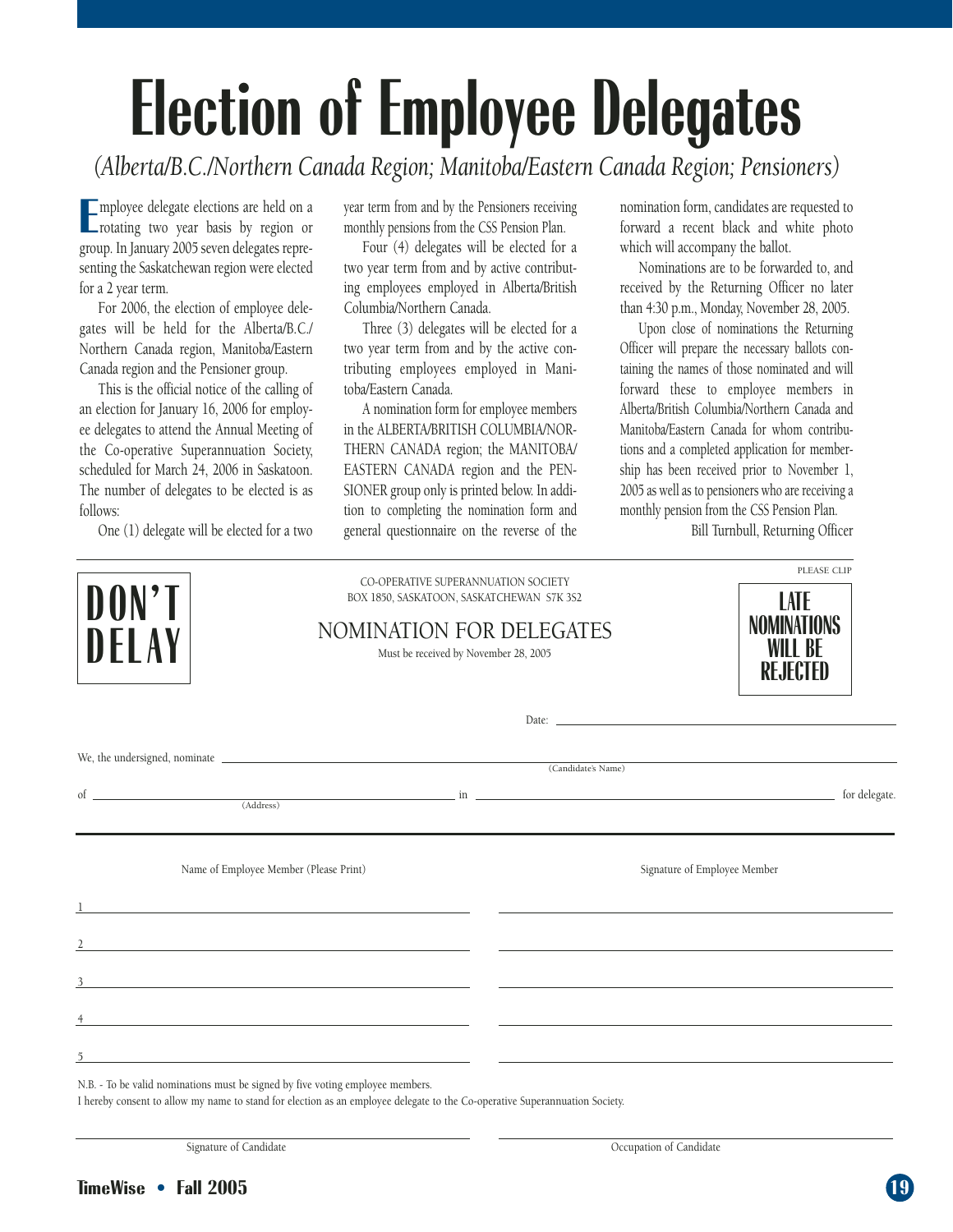# Election of Employee Delegates

*(Alberta/B.C./Northern Canada Region; Manitoba/Eastern Canada Region; Pensioners)*

Employee delegate elections are held on a rotating two year basis by region or group. In January 2005 seven delegates representing the Saskatchewan region were elected for a 2 year term.

For 2006, the election of employee delegates will be held for the Alberta/B.C./ Northern Canada region, Manitoba/Eastern Canada region and the Pensioner group.

This is the official notice of the calling of an election for January 16, 2006 for employee delegates to attend the Annual Meeting of the Co-operative Superannuation Society, scheduled for March 24, 2006 in Saskatoon. The number of delegates to be elected is as follows:

One (1) delegate will be elected for a two year term from and by the Pensioners receiving monthly pensions from the CSS Pension Plan.

Four (4) delegates will be elected for a two year term from and by active contributing employees employed in Alberta/British Columbia/Northern Canada.

Three (3) delegates will be elected for a two year term from and by the active contributing employees employed in Manitoba/Eastern Canada.

A nomination form for employee members in the ALBERTA/BRITISH COLUMBIA/NORTHERN CANADA region; the MANITOBA/ EASTERN CANADA region and the PENSIONER group only is printed below. In addition to completing the nomination form and general questionnaire on the reverse of the nomination form, candidates are requested to forward a recent black and white photo which will accompany the ballot.

Nominations are to be forwarded to, and received by the Returning Officer no later than 4:30 p.m., Monday, November 28, 2005.

Upon close of nominations the Returning Officer will prepare the necessary ballots containing the names of those nominated and will forward these to employee members in Alberta/British Columbia/Northern Canada and Manitoba/Eastern Canada for whom contributions and a completed application for membership has been received prior to November 1, 2005 as well as to pensioners who are receiving a monthly pension from the CSS Pension Plan.

Bill Turnbull, Returning Officer

---

**DON'T DELAY**

CO-OPERATIVE SUPERANNUATION SOCIETY
BOX 1850, SASKATOON, SASKATCHEWAN S7K 3S2

PLEASE CLIP

**LATE NOMINATIONS WILL BE REJECTED**

## NOMINATION FOR DELEGATES

Must be received by November 28, 2005

Date: ______________________

We, the undersigned, nominate ______________________ (Candidate's Name)

of ______________________ (Address) in ______________________ for delegate.

| Name of Employee Member (Please Print) | Signature of Employee Member |
|---|---|
| 1 | |
| 2 | |
| 3 | |
| 4 | |
| 5 | |

N.B. - To be valid nominations must be signed by five voting employee members.

I hereby consent to allow my name to stand for election as an employee delegate to the Co-operative Superannuation Society.

______________________ Signature of Candidate

______________________ Occupation of Candidate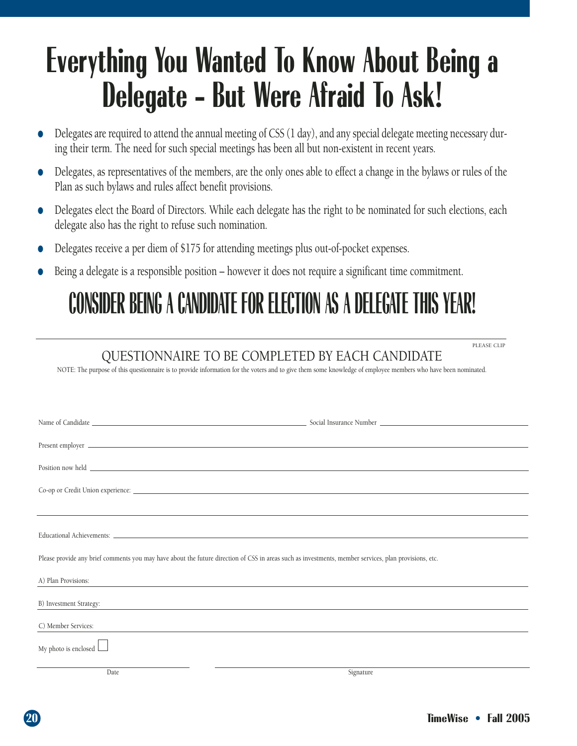# Everything You Wanted To Know About Being a Delegate – But Were Afraid To Ask!

- Delegates are required to attend the annual meeting of CSS (1 day), and any special delegate meeting necessary during their term. The need for such special meetings has been all but non-existent in recent years.
- Delegates, as representatives of the members, are the only ones able to effect a change in the bylaws or rules of the Plan as such bylaws and rules affect benefit provisions.
- Delegates elect the Board of Directors. While each delegate has the right to be nominated for such elections, each delegate also has the right to refuse such nomination.
- Delegates receive a per diem of $175 for attending meetings plus out-of-pocket expenses.
- Being a delegate is a responsible position – however it does not require a significant time commitment.

## CONSIDER BEING A CANDIDATE FOR ELECTION AS A DELEGATE THIS YEAR!

---

PLEASE CLIP

### QUESTIONNAIRE TO BE COMPLETED BY EACH CANDIDATE

NOTE: The purpose of this questionnaire is to provide information for the voters and to give them some knowledge of employee members who have been nominated.

Name of Candidate ______________________ Social Insurance Number ______________________

Present employer ______________________

Position now held ______________________

Co-op or Credit Union experience: ______________________

______________________

Educational Achievements: ______________________

Please provide any brief comments you may have about the future direction of CSS in areas such as investments, member services, plan provisions, etc.

A) Plan Provisions: ______________________

B) Investment Strategy: ______________________

C) Member Services: ______________________

My photo is enclosed ☐

______________________ Date

______________________ Signature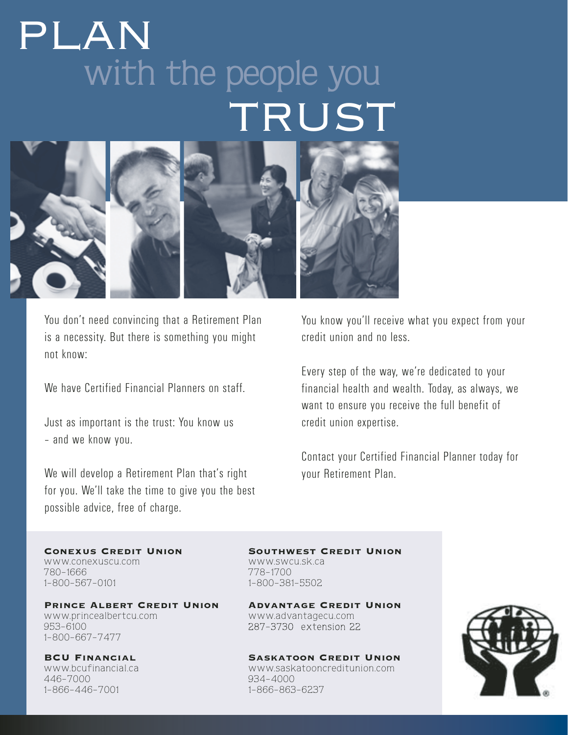# PLAN with the people you TRUST

You don't need convincing that a Retirement Plan is a necessity. But there is something you might not know:

We have Certified Financial Planners on staff.

Just as important is the trust: You know us – and we know you.

We will develop a Retirement Plan that's right for you. We'll take the time to give you the best possible advice, free of charge.

You know you'll receive what you expect from your credit union and no less.

Every step of the way, we're dedicated to your financial health and wealth. Today, as always, we want to ensure you receive the full benefit of credit union expertise.

Contact your Certified Financial Planner today for your Retirement Plan.

**Conexus Credit Union**
www.conexuscu.com
780-1666
1-800-567-0101

**Prince Albert Credit Union**
www.princealbertcu.com
953-6100
1-800-667-7477

**BCU Financial**
www.bcufinancial.ca
446-7000
1-866-446-7001

**Southwest Credit Union**
www.swcu.sk.ca
778-1700
1-800-381-5502

**Advantage Credit Union**
www.advantagecu.com
287-3730 extension 22

**Saskatoon Credit Union**
www.saskatooncreditunion.com
934-4000
1-866-863-6237